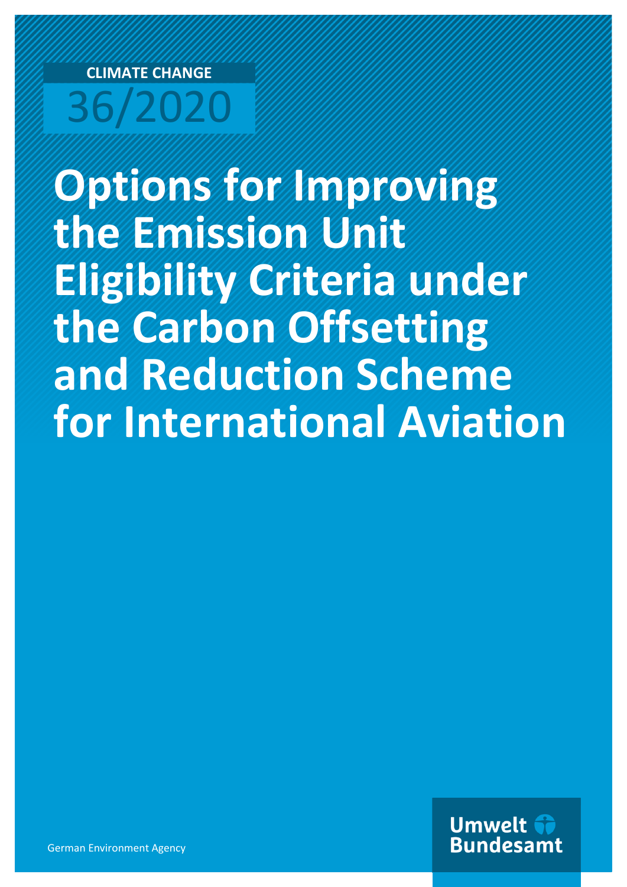CLIMATE CHANGE

36/2020

# Options for Improving the Emission Unit Eligibility Criteria under the Carbon Offsetting and Reduction Scheme for International Aviation

German Environment Agency

Umwelt Bundesamt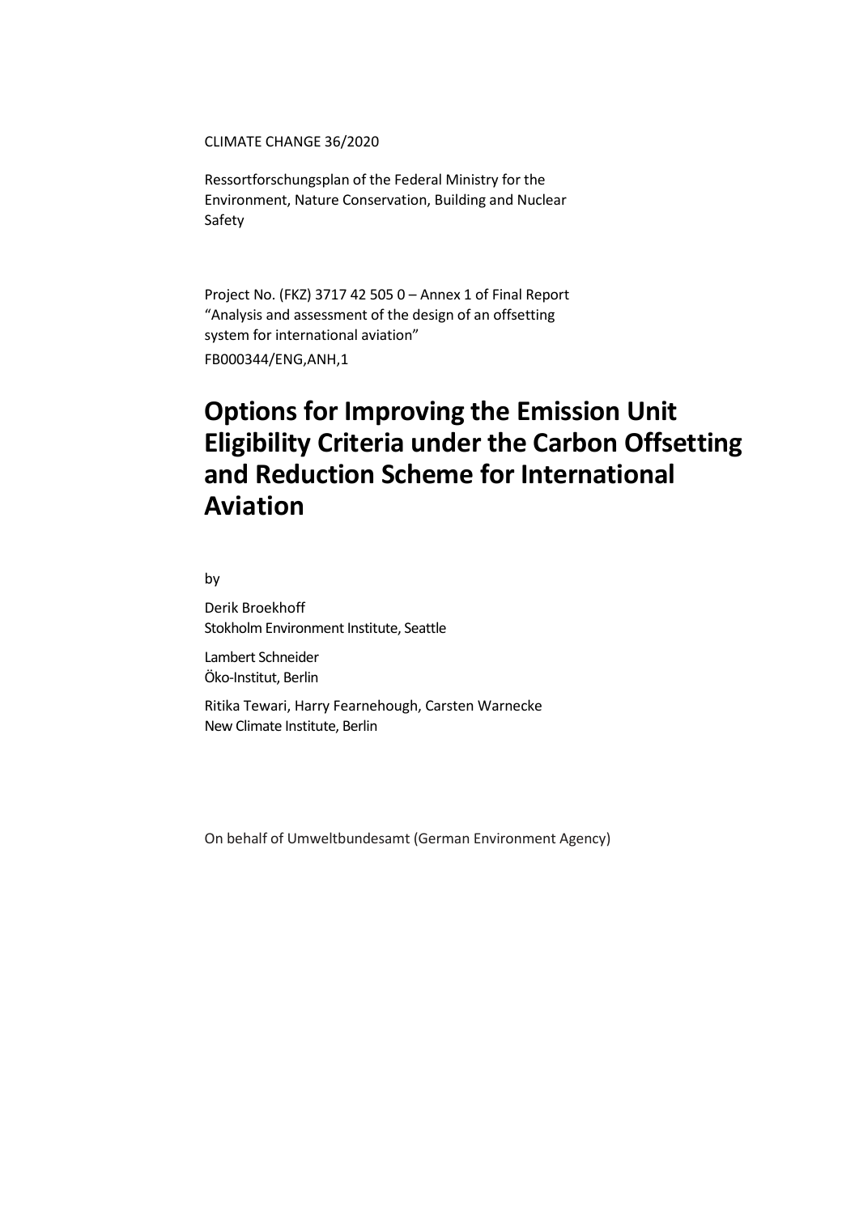CLIMATE CHANGE 36/2020

Ressortforschungsplan of the Federal Ministry for the Environment, Nature Conservation, Building and Nuclear Safety

Project No. (FKZ) 3717 42 505 0 – Annex 1 of Final Report "Analysis and assessment of the design of an offsetting system for international aviation"

FB000344/ENG,ANH,1

# Options for Improving the Emission Unit Eligibility Criteria under the Carbon Offsetting and Reduction Scheme for International Aviation

by

Derik Broekhoff
Stokholm Environment Institute, Seattle

Lambert Schneider
Öko-Institut, Berlin

Ritika Tewari, Harry Fearnehough, Carsten Warnecke
New Climate Institute, Berlin

On behalf of Umweltbundesamt (German Environment Agency)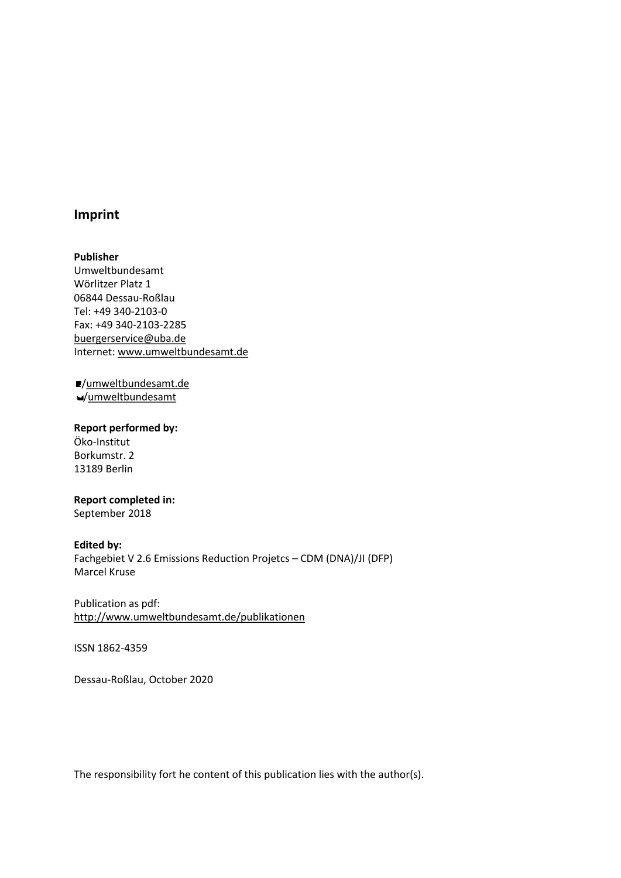## Imprint

**Publisher**
Umweltbundesamt
Wörlitzer Platz 1
06844 Dessau-Roßlau
Tel: +49 340-2103-0
Fax: +49 340-2103-2285
buergerservice@uba.de
Internet: www.umweltbundesamt.de

/umweltbundesamt.de
/umweltbundesamt

**Report performed by:**
Öko-Institut
Borkumstr. 2
13189 Berlin

**Report completed in:**
September 2018

**Edited by:**
Fachgebiet V 2.6 Emissions Reduction Projetcs – CDM (DNA)/JI (DFP)
Marcel Kruse

Publication as pdf:
http://www.umweltbundesamt.de/publikationen

ISSN 1862-4359

Dessau-Roßlau, October 2020

The responsibility fort he content of this publication lies with the author(s).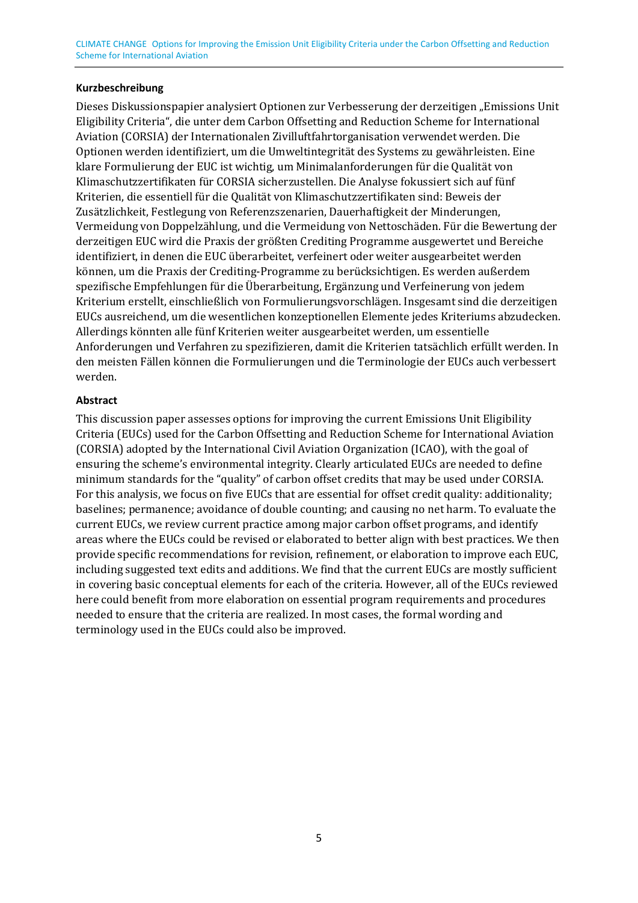**Kurzbeschreibung**

Dieses Diskussionspapier analysiert Optionen zur Verbesserung der derzeitigen „Emissions Unit Eligibility Criteria", die unter dem Carbon Offsetting and Reduction Scheme for International Aviation (CORSIA) der Internationalen Zivilluftfahrtorganisation verwendet werden. Die Optionen werden identifiziert, um die Umweltintegrität des Systems zu gewährleisten. Eine klare Formulierung der EUC ist wichtig, um Minimalanforderungen für die Qualität von Klimaschutzzertifikaten für CORSIA sicherzustellen. Die Analyse fokussiert sich auf fünf Kriterien, die essentiell für die Qualität von Klimaschutzzertifikaten sind: Beweis der Zusätzlichkeit, Festlegung von Referenzszenarien, Dauerhaftigkeit der Minderungen, Vermeidung von Doppelzählung, und die Vermeidung von Nettoschäden. Für die Bewertung der derzeitigen EUC wird die Praxis der größten Crediting Programme ausgewertet und Bereiche identifiziert, in denen die EUC überarbeitet, verfeinert oder weiter ausgearbeitet werden können, um die Praxis der Crediting-Programme zu berücksichtigen. Es werden außerdem spezifische Empfehlungen für die Überarbeitung, Ergänzung und Verfeinerung von jedem Kriterium erstellt, einschließlich von Formulierungsvorschlägen. Insgesamt sind die derzeitigen EUCs ausreichend, um die wesentlichen konzeptionellen Elemente jedes Kriteriums abzudecken. Allerdings könnten alle fünf Kriterien weiter ausgearbeitet werden, um essentielle Anforderungen und Verfahren zu spezifizieren, damit die Kriterien tatsächlich erfüllt werden. In den meisten Fällen können die Formulierungen und die Terminologie der EUCs auch verbessert werden.

**Abstract**

This discussion paper assesses options for improving the current Emissions Unit Eligibility Criteria (EUCs) used for the Carbon Offsetting and Reduction Scheme for International Aviation (CORSIA) adopted by the International Civil Aviation Organization (ICAO), with the goal of ensuring the scheme's environmental integrity. Clearly articulated EUCs are needed to define minimum standards for the "quality" of carbon offset credits that may be used under CORSIA. For this analysis, we focus on five EUCs that are essential for offset credit quality: additionality; baselines; permanence; avoidance of double counting; and causing no net harm. To evaluate the current EUCs, we review current practice among major carbon offset programs, and identify areas where the EUCs could be revised or elaborated to better align with best practices. We then provide specific recommendations for revision, refinement, or elaboration to improve each EUC, including suggested text edits and additions. We find that the current EUCs are mostly sufficient in covering basic conceptual elements for each of the criteria. However, all of the EUCs reviewed here could benefit from more elaboration on essential program requirements and procedures needed to ensure that the criteria are realized. In most cases, the formal wording and terminology used in the EUCs could also be improved.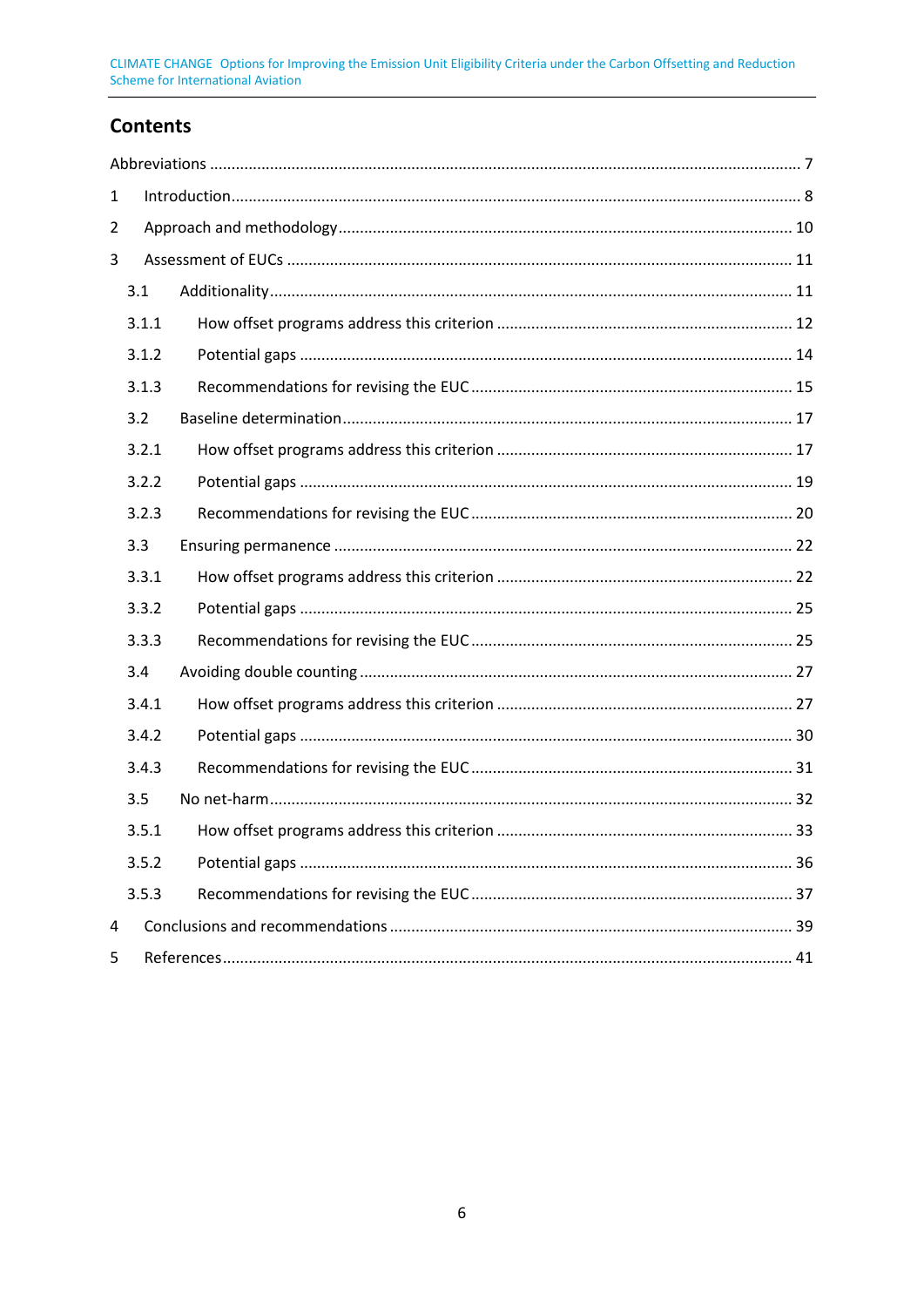# Contents

Abbreviations ........................................................................................................................................ 7

1 Introduction.................................................................................................................................... 8

2 Approach and methodology ......................................................................................................... 10

3 Assessment of EUCs .................................................................................................................... 11

3.1 Additionality ........................................................................................................................ 11

3.1.1 How offset programs address this criterion .................................................................... 12

3.1.2 Potential gaps ................................................................................................................. 14

3.1.3 Recommendations for revising the EUC .......................................................................... 15

3.2 Baseline determination........................................................................................................ 17

3.2.1 How offset programs address this criterion .................................................................... 17

3.2.2 Potential gaps ................................................................................................................. 19

3.2.3 Recommendations for revising the EUC .......................................................................... 20

3.3 Ensuring permanence .......................................................................................................... 22

3.3.1 How offset programs address this criterion .................................................................... 22

3.3.2 Potential gaps ................................................................................................................. 25

3.3.3 Recommendations for revising the EUC .......................................................................... 25

3.4 Avoiding double counting .................................................................................................... 27

3.4.1 How offset programs address this criterion .................................................................... 27

3.4.2 Potential gaps ................................................................................................................. 30

3.4.3 Recommendations for revising the EUC .......................................................................... 31

3.5 No net-harm ......................................................................................................................... 32

3.5.1 How offset programs address this criterion .................................................................... 33

3.5.2 Potential gaps ................................................................................................................. 36

3.5.3 Recommendations for revising the EUC .......................................................................... 37

4 Conclusions and recommendations ............................................................................................. 39

5 References.................................................................................................................................... 41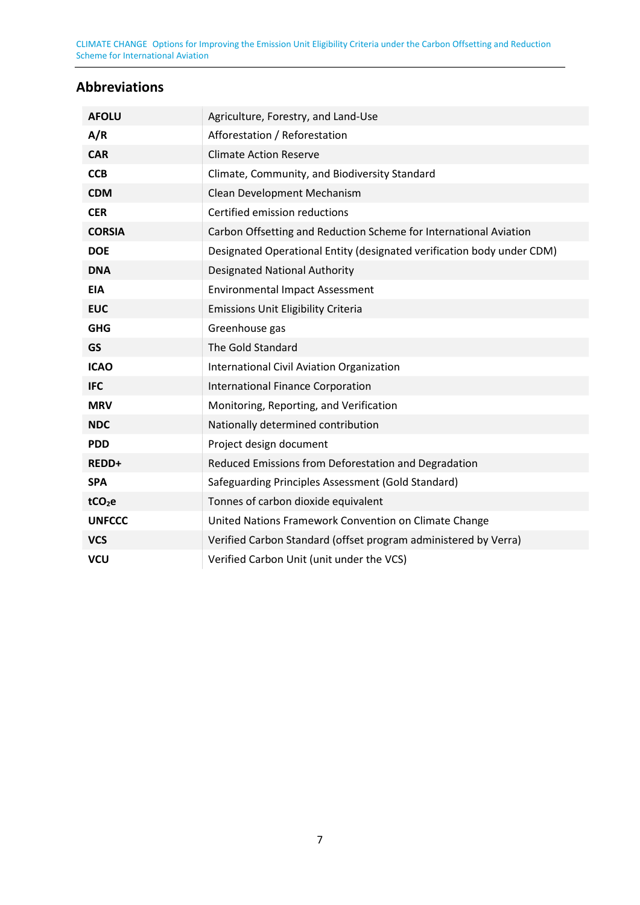## Abbreviations

| | |
|---|---|
| **AFOLU** | Agriculture, Forestry, and Land-Use |
| **A/R** | Afforestation / Reforestation |
| **CAR** | Climate Action Reserve |
| **CCB** | Climate, Community, and Biodiversity Standard |
| **CDM** | Clean Development Mechanism |
| **CER** | Certified emission reductions |
| **CORSIA** | Carbon Offsetting and Reduction Scheme for International Aviation |
| **DOE** | Designated Operational Entity (designated verification body under CDM) |
| **DNA** | Designated National Authority |
| **EIA** | Environmental Impact Assessment |
| **EUC** | Emissions Unit Eligibility Criteria |
| **GHG** | Greenhouse gas |
| **GS** | The Gold Standard |
| **ICAO** | International Civil Aviation Organization |
| **IFC** | International Finance Corporation |
| **MRV** | Monitoring, Reporting, and Verification |
| **NDC** | Nationally determined contribution |
| **PDD** | Project design document |
| **REDD+** | Reduced Emissions from Deforestation and Degradation |
| **SPA** | Safeguarding Principles Assessment (Gold Standard) |
| **$tCO_2e$** | Tonnes of carbon dioxide equivalent |
| **UNFCCC** | United Nations Framework Convention on Climate Change |
| **VCS** | Verified Carbon Standard (offset program administered by Verra) |
| **VCU** | Verified Carbon Unit (unit under the VCS) |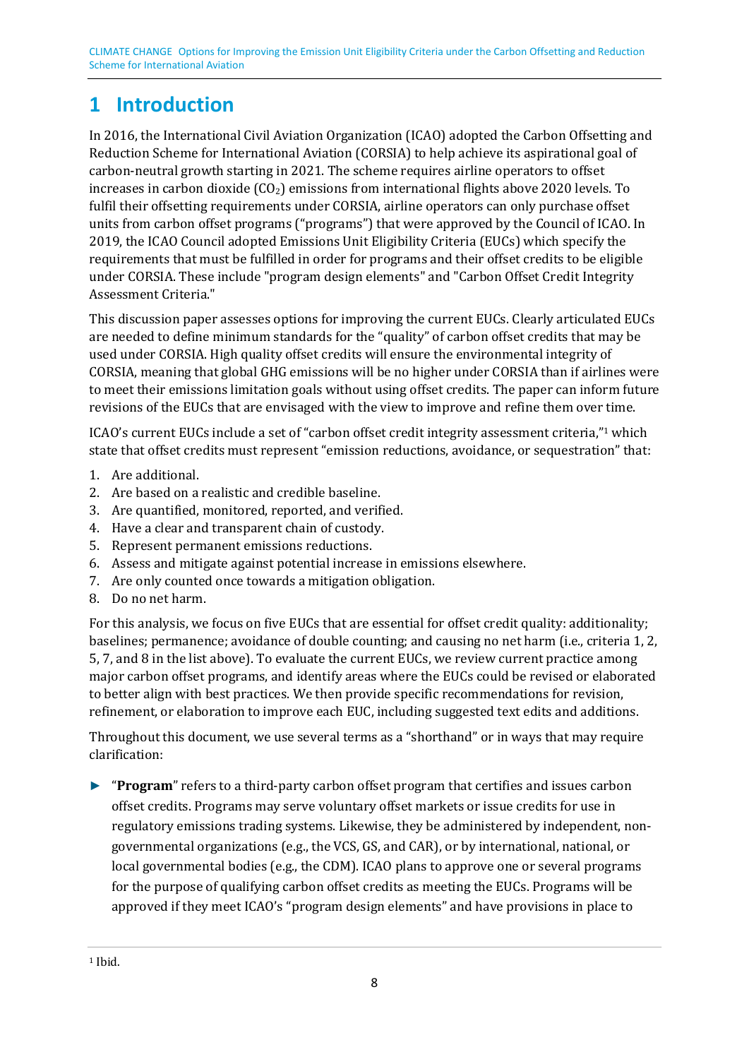# 1 Introduction

In 2016, the International Civil Aviation Organization (ICAO) adopted the Carbon Offsetting and Reduction Scheme for International Aviation (CORSIA) to help achieve its aspirational goal of carbon-neutral growth starting in 2021. The scheme requires airline operators to offset increases in carbon dioxide ($CO_2$) emissions from international flights above 2020 levels. To fulfil their offsetting requirements under CORSIA, airline operators can only purchase offset units from carbon offset programs ("programs") that were approved by the Council of ICAO. In 2019, the ICAO Council adopted Emissions Unit Eligibility Criteria (EUCs) which specify the requirements that must be fulfilled in order for programs and their offset credits to be eligible under CORSIA. These include "program design elements" and "Carbon Offset Credit Integrity Assessment Criteria."

This discussion paper assesses options for improving the current EUCs. Clearly articulated EUCs are needed to define minimum standards for the "quality" of carbon offset credits that may be used under CORSIA. High quality offset credits will ensure the environmental integrity of CORSIA, meaning that global GHG emissions will be no higher under CORSIA than if airlines were to meet their emissions limitation goals without using offset credits. The paper can inform future revisions of the EUCs that are envisaged with the view to improve and refine them over time.

ICAO's current EUCs include a set of "carbon offset credit integrity assessment criteria,"[1] which state that offset credits must represent "emission reductions, avoidance, or sequestration" that:

1. Are additional.
2. Are based on a realistic and credible baseline.
3. Are quantified, monitored, reported, and verified.
4. Have a clear and transparent chain of custody.
5. Represent permanent emissions reductions.
6. Assess and mitigate against potential increase in emissions elsewhere.
7. Are only counted once towards a mitigation obligation.
8. Do no net harm.

For this analysis, we focus on five EUCs that are essential for offset credit quality: additionality; baselines; permanence; avoidance of double counting; and causing no net harm (i.e., criteria 1, 2, 5, 7, and 8 in the list above). To evaluate the current EUCs, we review current practice among major carbon offset programs, and identify areas where the EUCs could be revised or elaborated to better align with best practices. We then provide specific recommendations for revision, refinement, or elaboration to improve each EUC, including suggested text edits and additions.

Throughout this document, we use several terms as a "shorthand" or in ways that may require clarification:

► "**Program**" refers to a third-party carbon offset program that certifies and issues carbon offset credits. Programs may serve voluntary offset markets or issue credits for use in regulatory emissions trading systems. Likewise, they be administered by independent, non-governmental organizations (e.g., the VCS, GS, and CAR), or by international, national, or local governmental bodies (e.g., the CDM). ICAO plans to approve one or several programs for the purpose of qualifying carbon offset credits as meeting the EUCs. Programs will be approved if they meet ICAO's "program design elements" and have provisions in place to

[1] Ibid.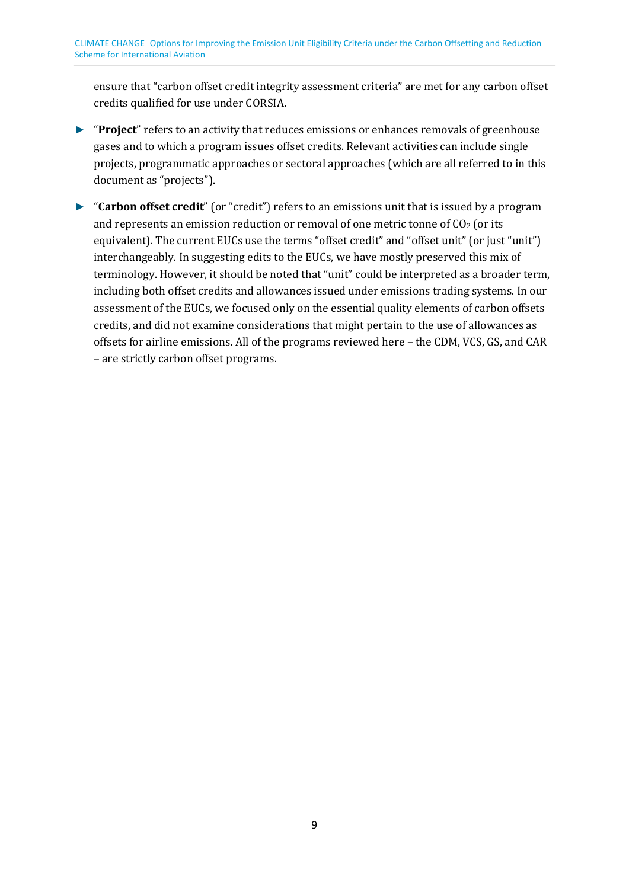ensure that "carbon offset credit integrity assessment criteria" are met for any carbon offset credits qualified for use under CORSIA.

- "**Project**" refers to an activity that reduces emissions or enhances removals of greenhouse gases and to which a program issues offset credits. Relevant activities can include single projects, programmatic approaches or sectoral approaches (which are all referred to in this document as "projects").

- "**Carbon offset credit**" (or "credit") refers to an emissions unit that is issued by a program and represents an emission reduction or removal of one metric tonne of $CO_2$ (or its equivalent). The current EUCs use the terms "offset credit" and "offset unit" (or just "unit") interchangeably. In suggesting edits to the EUCs, we have mostly preserved this mix of terminology. However, it should be noted that "unit" could be interpreted as a broader term, including both offset credits and allowances issued under emissions trading systems. In our assessment of the EUCs, we focused only on the essential quality elements of carbon offsets credits, and did not examine considerations that might pertain to the use of allowances as offsets for airline emissions. All of the programs reviewed here – the CDM, VCS, GS, and CAR – are strictly carbon offset programs.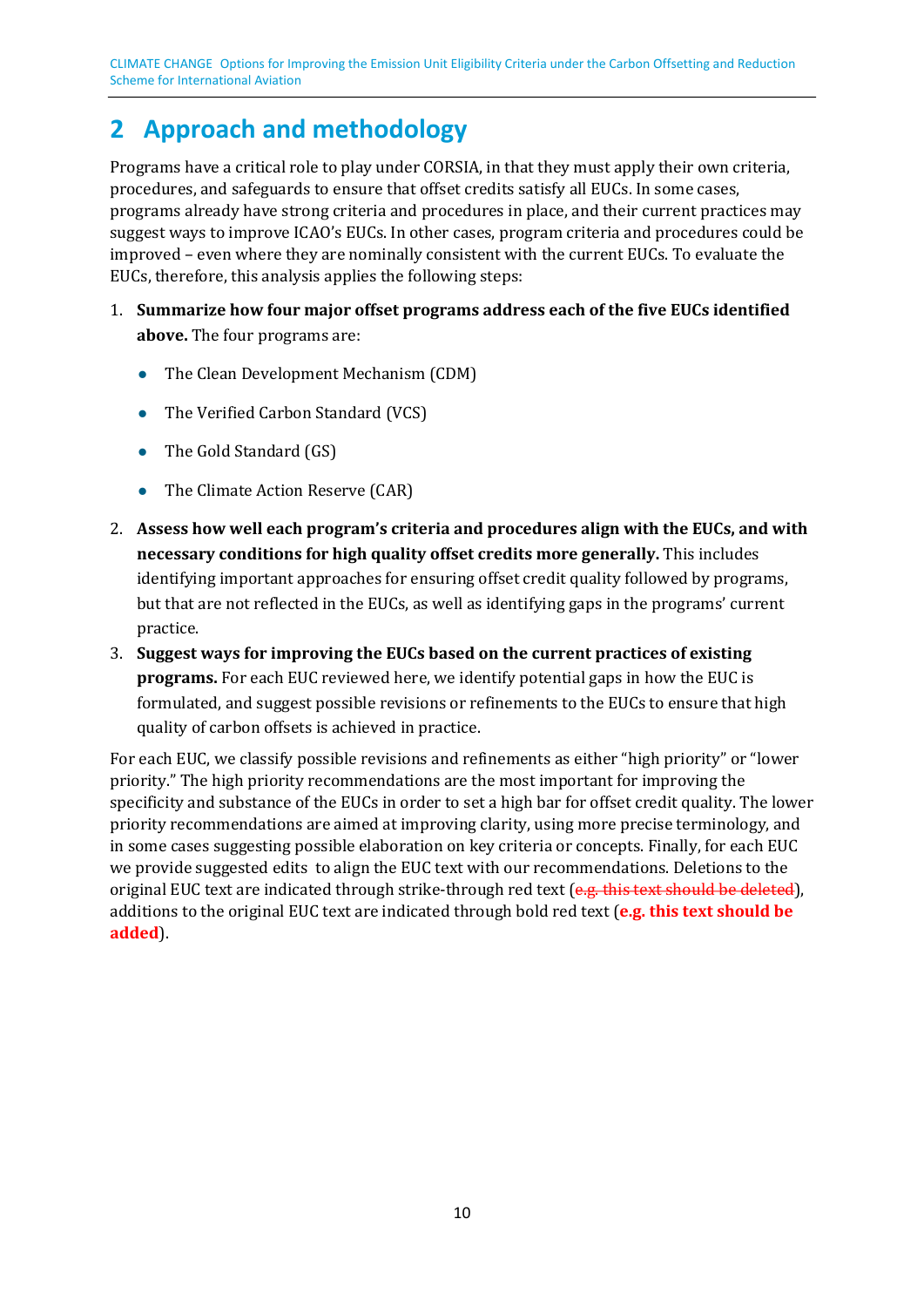# 2 Approach and methodology

Programs have a critical role to play under CORSIA, in that they must apply their own criteria, procedures, and safeguards to ensure that offset credits satisfy all EUCs. In some cases, programs already have strong criteria and procedures in place, and their current practices may suggest ways to improve ICAO's EUCs. In other cases, program criteria and procedures could be improved – even where they are nominally consistent with the current EUCs. To evaluate the EUCs, therefore, this analysis applies the following steps:

1. **Summarize how four major offset programs address each of the five EUCs identified above.** The four programs are:
   - The Clean Development Mechanism (CDM)
   - The Verified Carbon Standard (VCS)
   - The Gold Standard (GS)
   - The Climate Action Reserve (CAR)
2. **Assess how well each program's criteria and procedures align with the EUCs, and with necessary conditions for high quality offset credits more generally.** This includes identifying important approaches for ensuring offset credit quality followed by programs, but that are not reflected in the EUCs, as well as identifying gaps in the programs' current practice.
3. **Suggest ways for improving the EUCs based on the current practices of existing programs.** For each EUC reviewed here, we identify potential gaps in how the EUC is formulated, and suggest possible revisions or refinements to the EUCs to ensure that high quality of carbon offsets is achieved in practice.

For each EUC, we classify possible revisions and refinements as either "high priority" or "lower priority." The high priority recommendations are the most important for improving the specificity and substance of the EUCs in order to set a high bar for offset credit quality. The lower priority recommendations are aimed at improving clarity, using more precise terminology, and in some cases suggesting possible elaboration on key criteria or concepts. Finally, for each EUC we provide suggested edits to align the EUC text with our recommendations. Deletions to the original EUC text are indicated through strike-through red text (~~e.g. this text should be deleted~~), additions to the original EUC text are indicated through bold red text (**e.g. this text should be added**).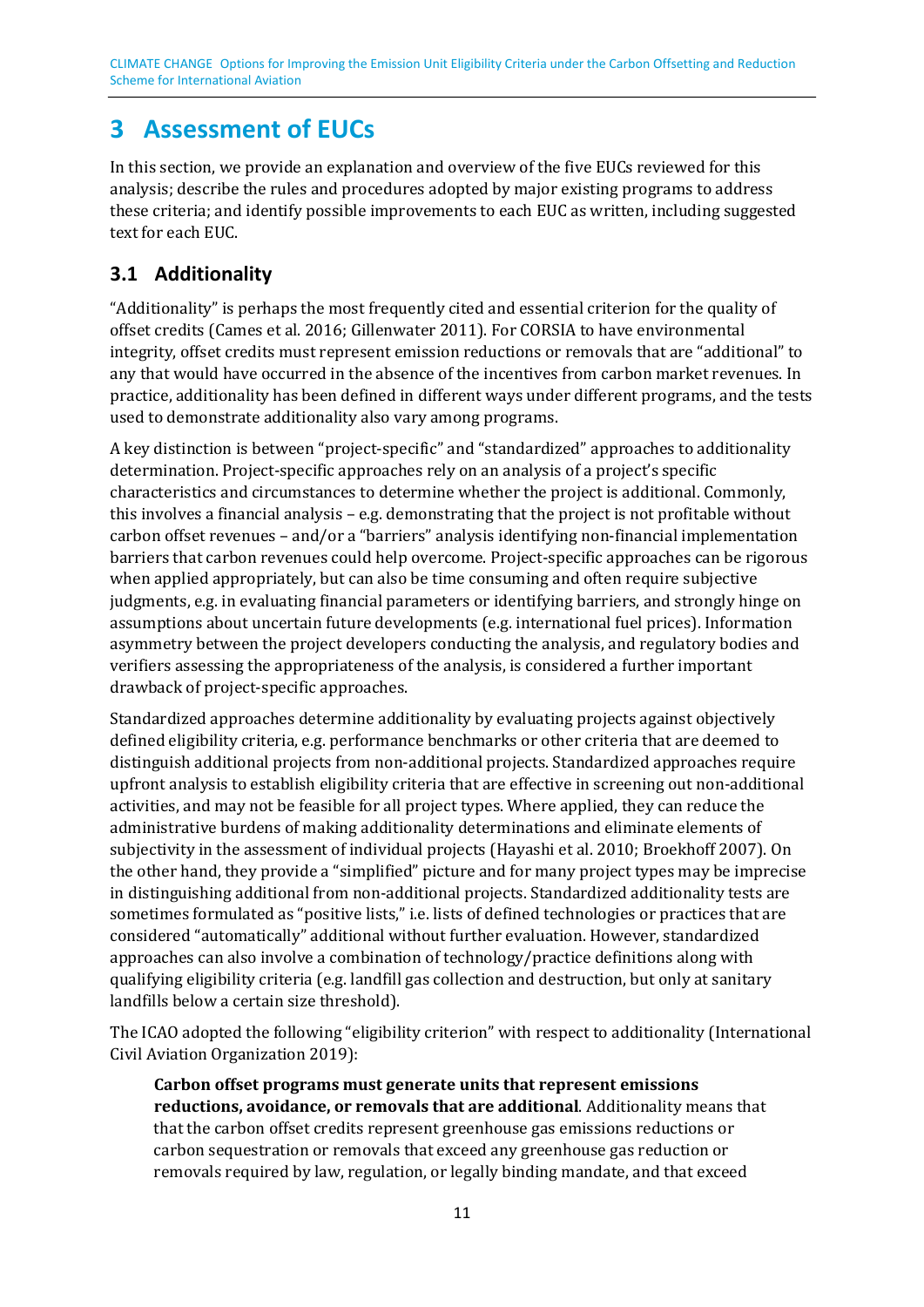# 3 Assessment of EUCs

In this section, we provide an explanation and overview of the five EUCs reviewed for this analysis; describe the rules and procedures adopted by major existing programs to address these criteria; and identify possible improvements to each EUC as written, including suggested text for each EUC.

## 3.1 Additionality

"Additionality" is perhaps the most frequently cited and essential criterion for the quality of offset credits (Cames et al. 2016; Gillenwater 2011). For CORSIA to have environmental integrity, offset credits must represent emission reductions or removals that are "additional" to any that would have occurred in the absence of the incentives from carbon market revenues. In practice, additionality has been defined in different ways under different programs, and the tests used to demonstrate additionality also vary among programs.

A key distinction is between "project-specific" and "standardized" approaches to additionality determination. Project-specific approaches rely on an analysis of a project's specific characteristics and circumstances to determine whether the project is additional. Commonly, this involves a financial analysis – e.g. demonstrating that the project is not profitable without carbon offset revenues – and/or a "barriers" analysis identifying non-financial implementation barriers that carbon revenues could help overcome. Project-specific approaches can be rigorous when applied appropriately, but can also be time consuming and often require subjective judgments, e.g. in evaluating financial parameters or identifying barriers, and strongly hinge on assumptions about uncertain future developments (e.g. international fuel prices). Information asymmetry between the project developers conducting the analysis, and regulatory bodies and verifiers assessing the appropriateness of the analysis, is considered a further important drawback of project-specific approaches.

Standardized approaches determine additionality by evaluating projects against objectively defined eligibility criteria, e.g. performance benchmarks or other criteria that are deemed to distinguish additional projects from non-additional projects. Standardized approaches require upfront analysis to establish eligibility criteria that are effective in screening out non-additional activities, and may not be feasible for all project types. Where applied, they can reduce the administrative burdens of making additionality determinations and eliminate elements of subjectivity in the assessment of individual projects (Hayashi et al. 2010; Broekhoff 2007). On the other hand, they provide a "simplified" picture and for many project types may be imprecise in distinguishing additional from non-additional projects. Standardized additionality tests are sometimes formulated as "positive lists," i.e. lists of defined technologies or practices that are considered "automatically" additional without further evaluation. However, standardized approaches can also involve a combination of technology/practice definitions along with qualifying eligibility criteria (e.g. landfill gas collection and destruction, but only at sanitary landfills below a certain size threshold).

The ICAO adopted the following "eligibility criterion" with respect to additionality (International Civil Aviation Organization 2019):

> **Carbon offset programs must generate units that represent emissions reductions, avoidance, or removals that are additional**. Additionality means that that the carbon offset credits represent greenhouse gas emissions reductions or carbon sequestration or removals that exceed any greenhouse gas reduction or removals required by law, regulation, or legally binding mandate, and that exceed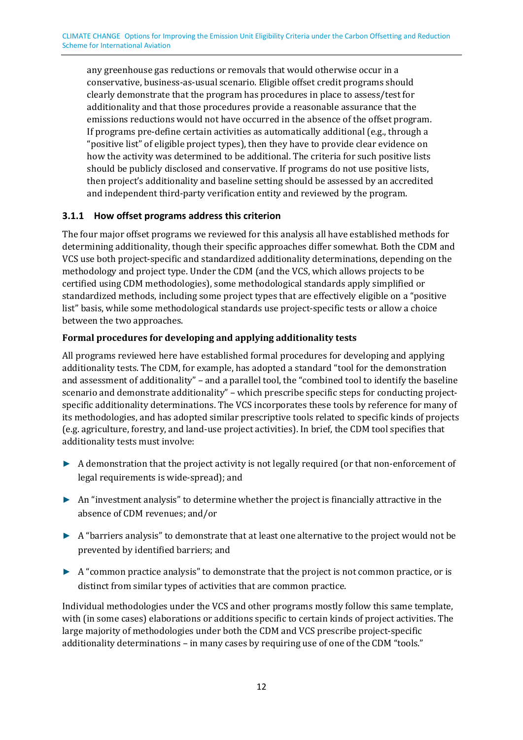any greenhouse gas reductions or removals that would otherwise occur in a conservative, business-as-usual scenario. Eligible offset credit programs should clearly demonstrate that the program has procedures in place to assess/test for additionality and that those procedures provide a reasonable assurance that the emissions reductions would not have occurred in the absence of the offset program. If programs pre-define certain activities as automatically additional (e.g., through a "positive list" of eligible project types), then they have to provide clear evidence on how the activity was determined to be additional. The criteria for such positive lists should be publicly disclosed and conservative. If programs do not use positive lists, then project's additionality and baseline setting should be assessed by an accredited and independent third-party verification entity and reviewed by the program.

### 3.1.1 How offset programs address this criterion

The four major offset programs we reviewed for this analysis all have established methods for determining additionality, though their specific approaches differ somewhat. Both the CDM and VCS use both project-specific and standardized additionality determinations, depending on the methodology and project type. Under the CDM (and the VCS, which allows projects to be certified using CDM methodologies), some methodological standards apply simplified or standardized methods, including some project types that are effectively eligible on a "positive list" basis, while some methodological standards use project-specific tests or allow a choice between the two approaches.

**Formal procedures for developing and applying additionality tests**

All programs reviewed here have established formal procedures for developing and applying additionality tests. The CDM, for example, has adopted a standard "tool for the demonstration and assessment of additionality" – and a parallel tool, the "combined tool to identify the baseline scenario and demonstrate additionality" – which prescribe specific steps for conducting project-specific additionality determinations. The VCS incorporates these tools by reference for many of its methodologies, and has adopted similar prescriptive tools related to specific kinds of projects (e.g. agriculture, forestry, and land-use project activities). In brief, the CDM tool specifies that additionality tests must involve:

- A demonstration that the project activity is not legally required (or that non-enforcement of legal requirements is wide-spread); and
- An "investment analysis" to determine whether the project is financially attractive in the absence of CDM revenues; and/or
- A "barriers analysis" to demonstrate that at least one alternative to the project would not be prevented by identified barriers; and
- A "common practice analysis" to demonstrate that the project is not common practice, or is distinct from similar types of activities that are common practice.

Individual methodologies under the VCS and other programs mostly follow this same template, with (in some cases) elaborations or additions specific to certain kinds of project activities. The large majority of methodologies under both the CDM and VCS prescribe project-specific additionality determinations – in many cases by requiring use of one of the CDM "tools."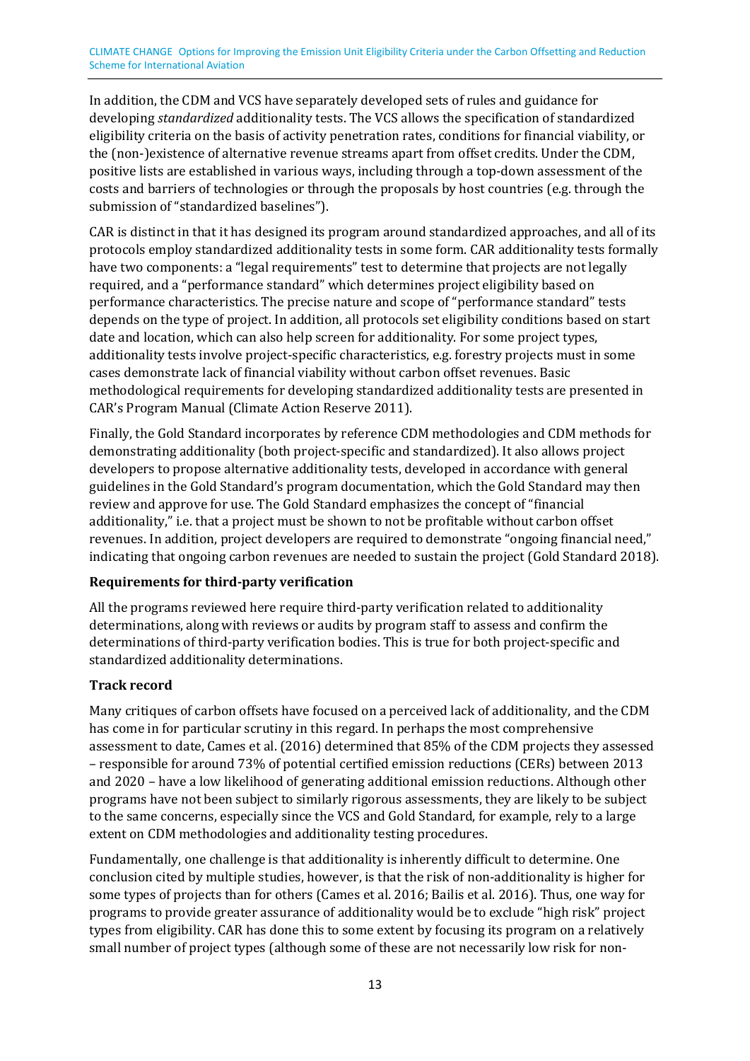In addition, the CDM and VCS have separately developed sets of rules and guidance for developing *standardized* additionality tests. The VCS allows the specification of standardized eligibility criteria on the basis of activity penetration rates, conditions for financial viability, or the (non-)existence of alternative revenue streams apart from offset credits. Under the CDM, positive lists are established in various ways, including through a top-down assessment of the costs and barriers of technologies or through the proposals by host countries (e.g. through the submission of "standardized baselines").

CAR is distinct in that it has designed its program around standardized approaches, and all of its protocols employ standardized additionality tests in some form. CAR additionality tests formally have two components: a "legal requirements" test to determine that projects are not legally required, and a "performance standard" which determines project eligibility based on performance characteristics. The precise nature and scope of "performance standard" tests depends on the type of project. In addition, all protocols set eligibility conditions based on start date and location, which can also help screen for additionality. For some project types, additionality tests involve project-specific characteristics, e.g. forestry projects must in some cases demonstrate lack of financial viability without carbon offset revenues. Basic methodological requirements for developing standardized additionality tests are presented in CAR's Program Manual (Climate Action Reserve 2011).

Finally, the Gold Standard incorporates by reference CDM methodologies and CDM methods for demonstrating additionality (both project-specific and standardized). It also allows project developers to propose alternative additionality tests, developed in accordance with general guidelines in the Gold Standard's program documentation, which the Gold Standard may then review and approve for use. The Gold Standard emphasizes the concept of "financial additionality," i.e. that a project must be shown to not be profitable without carbon offset revenues. In addition, project developers are required to demonstrate "ongoing financial need," indicating that ongoing carbon revenues are needed to sustain the project (Gold Standard 2018).

**Requirements for third-party verification**

All the programs reviewed here require third-party verification related to additionality determinations, along with reviews or audits by program staff to assess and confirm the determinations of third-party verification bodies. This is true for both project-specific and standardized additionality determinations.

**Track record**

Many critiques of carbon offsets have focused on a perceived lack of additionality, and the CDM has come in for particular scrutiny in this regard. In perhaps the most comprehensive assessment to date, Cames et al. (2016) determined that 85% of the CDM projects they assessed – responsible for around 73% of potential certified emission reductions (CERs) between 2013 and 2020 – have a low likelihood of generating additional emission reductions. Although other programs have not been subject to similarly rigorous assessments, they are likely to be subject to the same concerns, especially since the VCS and Gold Standard, for example, rely to a large extent on CDM methodologies and additionality testing procedures.

Fundamentally, one challenge is that additionality is inherently difficult to determine. One conclusion cited by multiple studies, however, is that the risk of non-additionality is higher for some types of projects than for others (Cames et al. 2016; Bailis et al. 2016). Thus, one way for programs to provide greater assurance of additionality would be to exclude "high risk" project types from eligibility. CAR has done this to some extent by focusing its program on a relatively small number of project types (although some of these are not necessarily low risk for non-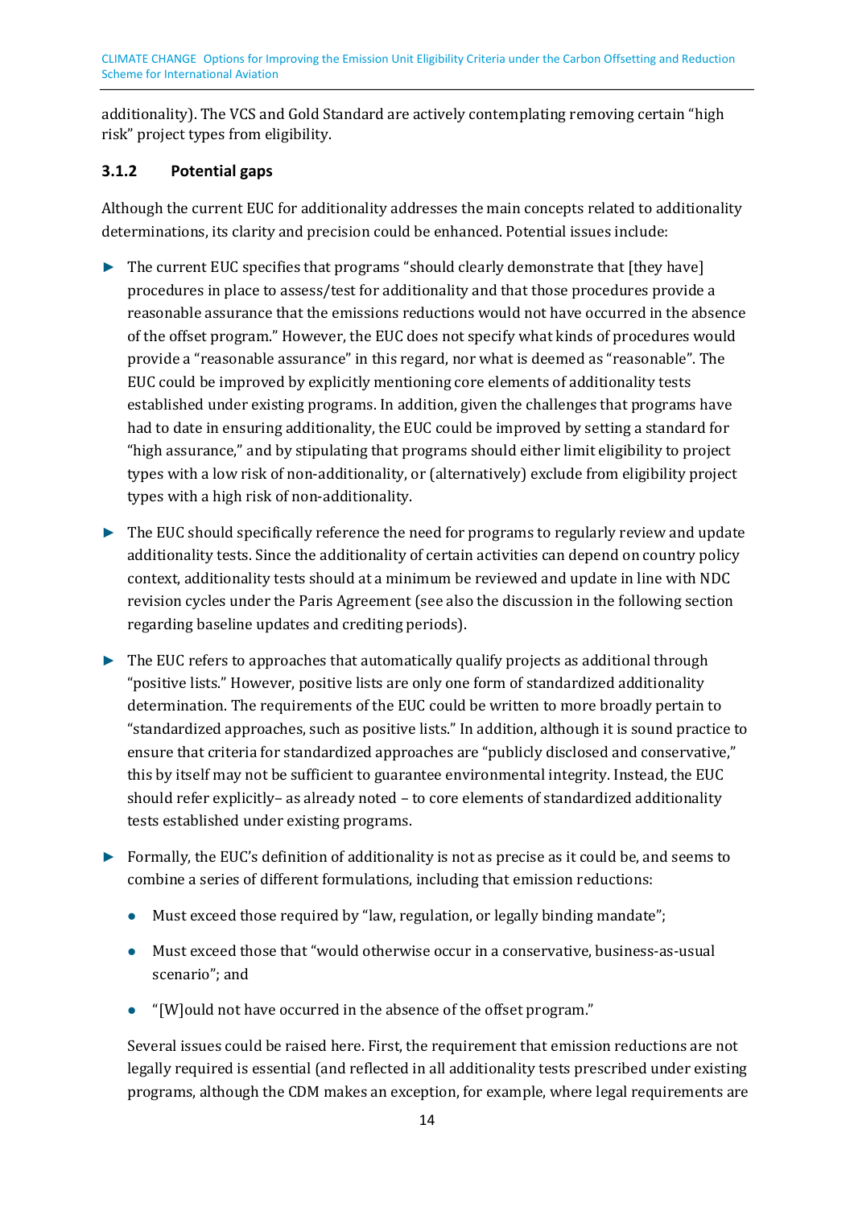additionality). The VCS and Gold Standard are actively contemplating removing certain "high risk" project types from eligibility.

### 3.1.2 Potential gaps

Although the current EUC for additionality addresses the main concepts related to additionality determinations, its clarity and precision could be enhanced. Potential issues include:

- The current EUC specifies that programs "should clearly demonstrate that [they have] procedures in place to assess/test for additionality and that those procedures provide a reasonable assurance that the emissions reductions would not have occurred in the absence of the offset program." However, the EUC does not specify what kinds of procedures would provide a "reasonable assurance" in this regard, nor what is deemed as "reasonable". The EUC could be improved by explicitly mentioning core elements of additionality tests established under existing programs. In addition, given the challenges that programs have had to date in ensuring additionality, the EUC could be improved by setting a standard for "high assurance," and by stipulating that programs should either limit eligibility to project types with a low risk of non-additionality, or (alternatively) exclude from eligibility project types with a high risk of non-additionality.

- The EUC should specifically reference the need for programs to regularly review and update additionality tests. Since the additionality of certain activities can depend on country policy context, additionality tests should at a minimum be reviewed and update in line with NDC revision cycles under the Paris Agreement (see also the discussion in the following section regarding baseline updates and crediting periods).

- The EUC refers to approaches that automatically qualify projects as additional through "positive lists." However, positive lists are only one form of standardized additionality determination. The requirements of the EUC could be written to more broadly pertain to "standardized approaches, such as positive lists." In addition, although it is sound practice to ensure that criteria for standardized approaches are "publicly disclosed and conservative," this by itself may not be sufficient to guarantee environmental integrity. Instead, the EUC should refer explicitly– as already noted – to core elements of standardized additionality tests established under existing programs.

- Formally, the EUC's definition of additionality is not as precise as it could be, and seems to combine a series of different formulations, including that emission reductions:

  - Must exceed those required by "law, regulation, or legally binding mandate";
  - Must exceed those that "would otherwise occur in a conservative, business-as-usual scenario"; and
  - "[W]ould not have occurred in the absence of the offset program."

  Several issues could be raised here. First, the requirement that emission reductions are not legally required is essential (and reflected in all additionality tests prescribed under existing programs, although the CDM makes an exception, for example, where legal requirements are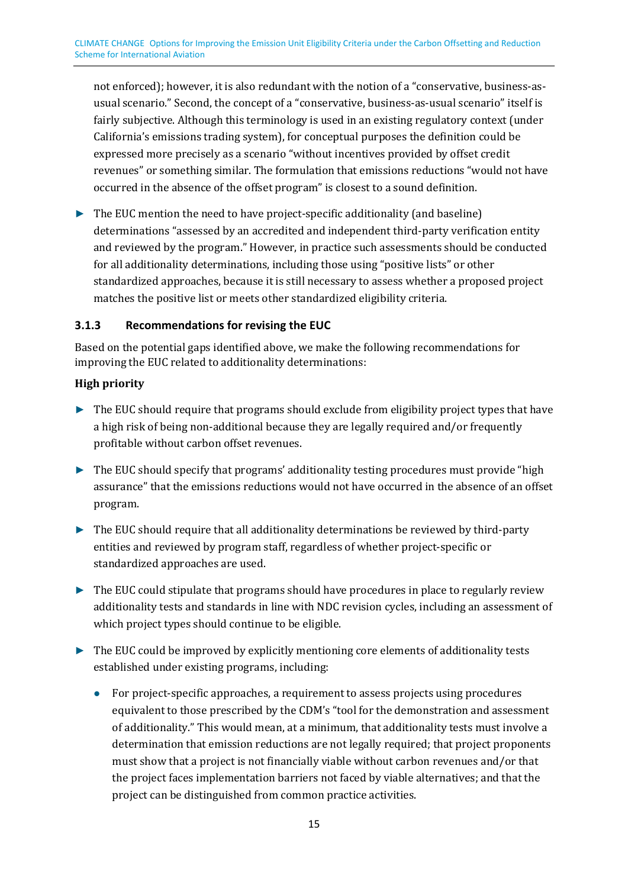not enforced); however, it is also redundant with the notion of a "conservative, business-as-usual scenario." Second, the concept of a "conservative, business-as-usual scenario" itself is fairly subjective. Although this terminology is used in an existing regulatory context (under California's emissions trading system), for conceptual purposes the definition could be expressed more precisely as a scenario "without incentives provided by offset credit revenues" or something similar. The formulation that emissions reductions "would not have occurred in the absence of the offset program" is closest to a sound definition.

- The EUC mention the need to have project-specific additionality (and baseline) determinations "assessed by an accredited and independent third-party verification entity and reviewed by the program." However, in practice such assessments should be conducted for all additionality determinations, including those using "positive lists" or other standardized approaches, because it is still necessary to assess whether a proposed project matches the positive list or meets other standardized eligibility criteria.

### 3.1.3 Recommendations for revising the EUC

Based on the potential gaps identified above, we make the following recommendations for improving the EUC related to additionality determinations:

**High priority**

- The EUC should require that programs should exclude from eligibility project types that have a high risk of being non-additional because they are legally required and/or frequently profitable without carbon offset revenues.
- The EUC should specify that programs' additionality testing procedures must provide "high assurance" that the emissions reductions would not have occurred in the absence of an offset program.
- The EUC should require that all additionality determinations be reviewed by third-party entities and reviewed by program staff, regardless of whether project-specific or standardized approaches are used.
- The EUC could stipulate that programs should have procedures in place to regularly review additionality tests and standards in line with NDC revision cycles, including an assessment of which project types should continue to be eligible.
- The EUC could be improved by explicitly mentioning core elements of additionality tests established under existing programs, including:
  - For project-specific approaches, a requirement to assess projects using procedures equivalent to those prescribed by the CDM's "tool for the demonstration and assessment of additionality." This would mean, at a minimum, that additionality tests must involve a determination that emission reductions are not legally required; that project proponents must show that a project is not financially viable without carbon revenues and/or that the project faces implementation barriers not faced by viable alternatives; and that the project can be distinguished from common practice activities.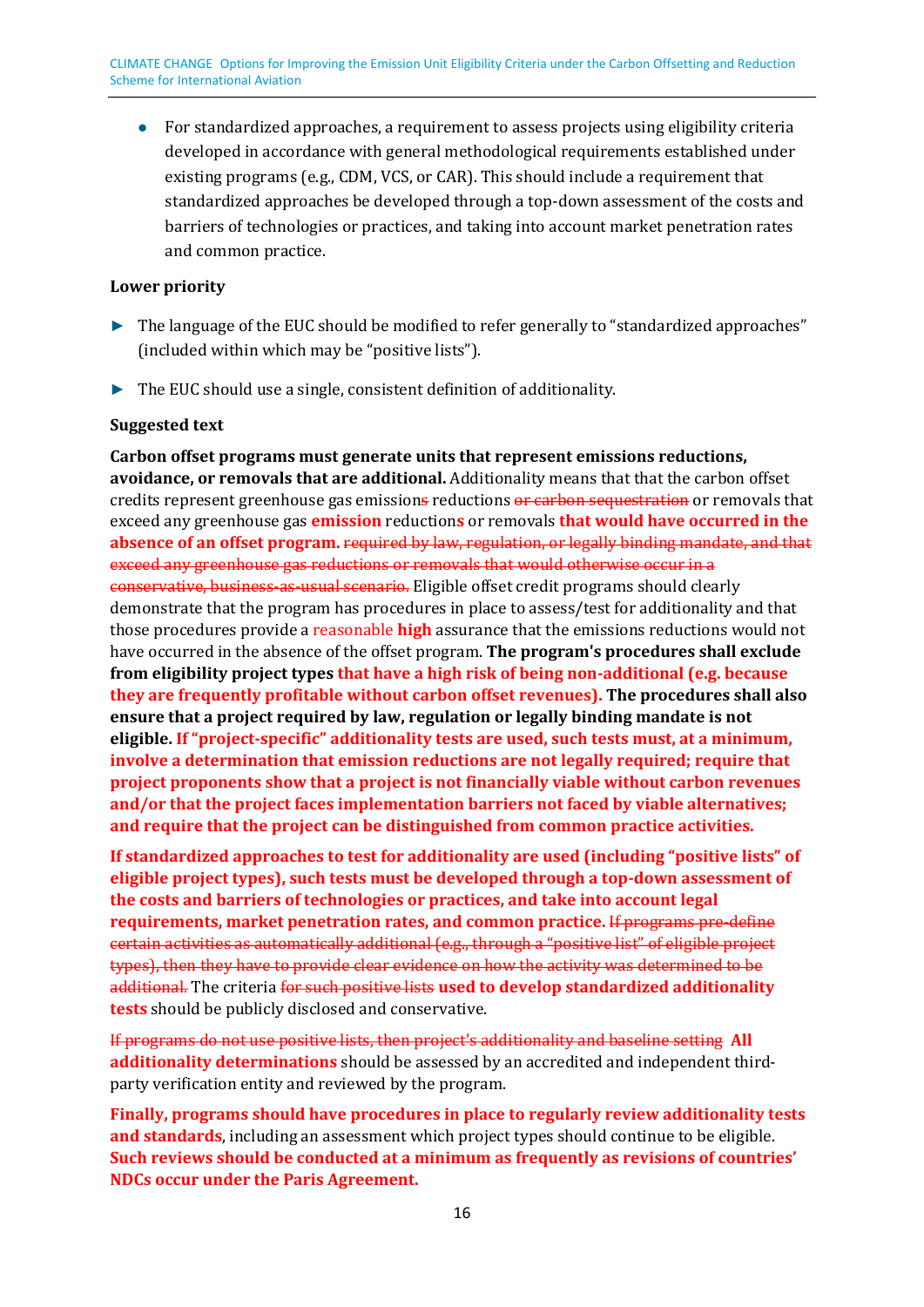- For standardized approaches, a requirement to assess projects using eligibility criteria developed in accordance with general methodological requirements established under existing programs (e.g., CDM, VCS, or CAR). This should include a requirement that standardized approaches be developed through a top-down assessment of the costs and barriers of technologies or practices, and taking into account market penetration rates and common practice.

**Lower priority**

- The language of the EUC should be modified to refer generally to "standardized approaches" (included within which may be "positive lists").
- The EUC should use a single, consistent definition of additionality.

**Suggested text**

**Carbon offset programs must generate units that represent emissions reductions, avoidance, or removals that are additional.** Additionality means that that the carbon offset credits represent greenhouse gas emissions reductions ~~or carbon sequestration~~ or removals that exceed any greenhouse gas **emission** reduction**s** or removals **that would have occurred in the absence of an offset program.** ~~required by law, regulation, or legally binding mandate, and that exceed any greenhouse gas reductions or removals that would otherwise occur in a conservative, business-as-usual scenario.~~ Eligible offset credit programs should clearly demonstrate that the program has procedures in place to assess/test for additionality and that those procedures provide a ~~reasonable~~ **high** assurance that the emissions reductions would not have occurred in the absence of the offset program. **The program's procedures shall exclude from eligibility project types that have a high risk of being non-additional (e.g. because they are frequently profitable without carbon offset revenues). The procedures shall also ensure that a project required by law, regulation or legally binding mandate is not eligible. If "project-specific" additionality tests are used, such tests must, at a minimum, involve a determination that emission reductions are not legally required; require that project proponents show that a project is not financially viable without carbon revenues and/or that the project faces implementation barriers not faced by viable alternatives; and require that the project can be distinguished from common practice activities.**

**If standardized approaches to test for additionality are used (including "positive lists" of eligible project types), such tests must be developed through a top-down assessment of the costs and barriers of technologies or practices, and take into account legal requirements, market penetration rates, and common practice.** ~~If programs pre-define certain activities as automatically additional (e.g., through a "positive list" of eligible project types), then they have to provide clear evidence on how the activity was determined to be additional.~~ The criteria ~~for such positive lists~~ **used to develop standardized additionality tests** should be publicly disclosed and conservative.

~~If programs do not use positive lists, then project's additionality and baseline setting~~ **All additionality determinations** should be assessed by an accredited and independent third-party verification entity and reviewed by the program.

**Finally, programs should have procedures in place to regularly review additionality tests and standards**, including an assessment which project types should continue to be eligible. **Such reviews should be conducted at a minimum as frequently as revisions of countries' NDCs occur under the Paris Agreement.**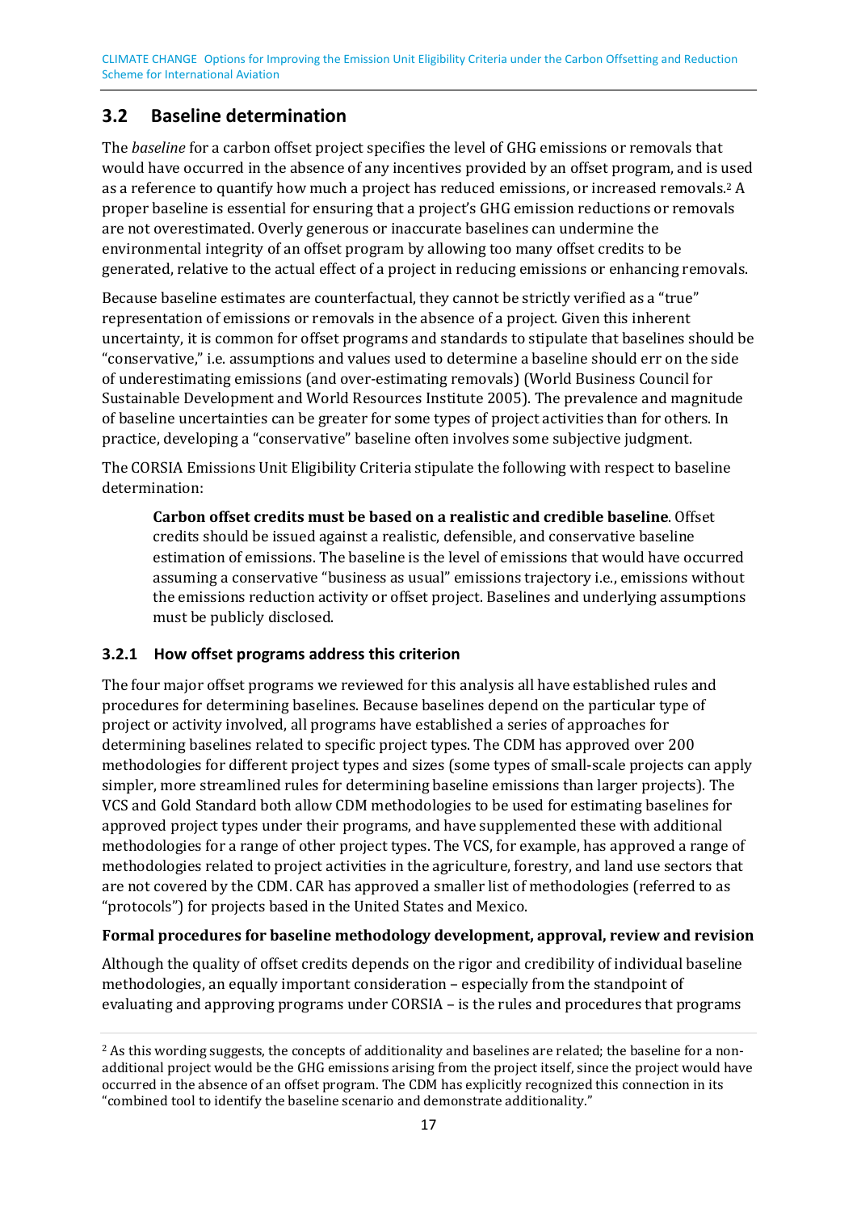## 3.2 Baseline determination

The *baseline* for a carbon offset project specifies the level of GHG emissions or removals that would have occurred in the absence of any incentives provided by an offset program, and is used as a reference to quantify how much a project has reduced emissions, or increased removals.[2] A proper baseline is essential for ensuring that a project's GHG emission reductions or removals are not overestimated. Overly generous or inaccurate baselines can undermine the environmental integrity of an offset program by allowing too many offset credits to be generated, relative to the actual effect of a project in reducing emissions or enhancing removals.

Because baseline estimates are counterfactual, they cannot be strictly verified as a "true" representation of emissions or removals in the absence of a project. Given this inherent uncertainty, it is common for offset programs and standards to stipulate that baselines should be "conservative," i.e. assumptions and values used to determine a baseline should err on the side of underestimating emissions (and over-estimating removals) (World Business Council for Sustainable Development and World Resources Institute 2005). The prevalence and magnitude of baseline uncertainties can be greater for some types of project activities than for others. In practice, developing a "conservative" baseline often involves some subjective judgment.

The CORSIA Emissions Unit Eligibility Criteria stipulate the following with respect to baseline determination:

> **Carbon offset credits must be based on a realistic and credible baseline**. Offset credits should be issued against a realistic, defensible, and conservative baseline estimation of emissions. The baseline is the level of emissions that would have occurred assuming a conservative "business as usual" emissions trajectory i.e., emissions without the emissions reduction activity or offset project. Baselines and underlying assumptions must be publicly disclosed.

### 3.2.1 How offset programs address this criterion

The four major offset programs we reviewed for this analysis all have established rules and procedures for determining baselines. Because baselines depend on the particular type of project or activity involved, all programs have established a series of approaches for determining baselines related to specific project types. The CDM has approved over 200 methodologies for different project types and sizes (some types of small-scale projects can apply simpler, more streamlined rules for determining baseline emissions than larger projects). The VCS and Gold Standard both allow CDM methodologies to be used for estimating baselines for approved project types under their programs, and have supplemented these with additional methodologies for a range of other project types. The VCS, for example, has approved a range of methodologies related to project activities in the agriculture, forestry, and land use sectors that are not covered by the CDM. CAR has approved a smaller list of methodologies (referred to as "protocols") for projects based in the United States and Mexico.

**Formal procedures for baseline methodology development, approval, review and revision**

Although the quality of offset credits depends on the rigor and credibility of individual baseline methodologies, an equally important consideration – especially from the standpoint of evaluating and approving programs under CORSIA – is the rules and procedures that programs

[2] As this wording suggests, the concepts of additionality and baselines are related; the baseline for a non-additional project would be the GHG emissions arising from the project itself, since the project would have occurred in the absence of an offset program. The CDM has explicitly recognized this connection in its "combined tool to identify the baseline scenario and demonstrate additionality."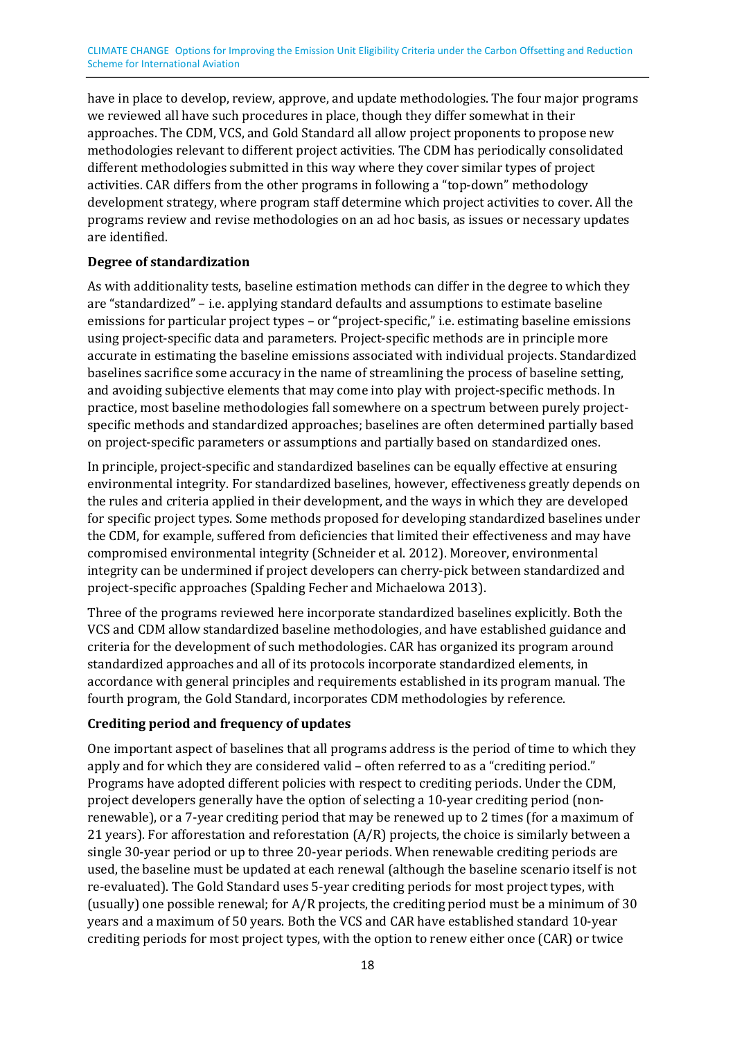have in place to develop, review, approve, and update methodologies. The four major programs we reviewed all have such procedures in place, though they differ somewhat in their approaches. The CDM, VCS, and Gold Standard all allow project proponents to propose new methodologies relevant to different project activities. The CDM has periodically consolidated different methodologies submitted in this way where they cover similar types of project activities. CAR differs from the other programs in following a "top-down" methodology development strategy, where program staff determine which project activities to cover. All the programs review and revise methodologies on an ad hoc basis, as issues or necessary updates are identified.

**Degree of standardization**

As with additionality tests, baseline estimation methods can differ in the degree to which they are "standardized" – i.e. applying standard defaults and assumptions to estimate baseline emissions for particular project types – or "project-specific," i.e. estimating baseline emissions using project-specific data and parameters. Project-specific methods are in principle more accurate in estimating the baseline emissions associated with individual projects. Standardized baselines sacrifice some accuracy in the name of streamlining the process of baseline setting, and avoiding subjective elements that may come into play with project-specific methods. In practice, most baseline methodologies fall somewhere on a spectrum between purely project-specific methods and standardized approaches; baselines are often determined partially based on project-specific parameters or assumptions and partially based on standardized ones.

In principle, project-specific and standardized baselines can be equally effective at ensuring environmental integrity. For standardized baselines, however, effectiveness greatly depends on the rules and criteria applied in their development, and the ways in which they are developed for specific project types. Some methods proposed for developing standardized baselines under the CDM, for example, suffered from deficiencies that limited their effectiveness and may have compromised environmental integrity (Schneider et al. 2012). Moreover, environmental integrity can be undermined if project developers can cherry-pick between standardized and project-specific approaches (Spalding Fecher and Michaelowa 2013).

Three of the programs reviewed here incorporate standardized baselines explicitly. Both the VCS and CDM allow standardized baseline methodologies, and have established guidance and criteria for the development of such methodologies. CAR has organized its program around standardized approaches and all of its protocols incorporate standardized elements, in accordance with general principles and requirements established in its program manual. The fourth program, the Gold Standard, incorporates CDM methodologies by reference.

**Crediting period and frequency of updates**

One important aspect of baselines that all programs address is the period of time to which they apply and for which they are considered valid – often referred to as a "crediting period." Programs have adopted different policies with respect to crediting periods. Under the CDM, project developers generally have the option of selecting a 10-year crediting period (non-renewable), or a 7-year crediting period that may be renewed up to 2 times (for a maximum of 21 years). For afforestation and reforestation (A/R) projects, the choice is similarly between a single 30-year period or up to three 20-year periods. When renewable crediting periods are used, the baseline must be updated at each renewal (although the baseline scenario itself is not re-evaluated). The Gold Standard uses 5-year crediting periods for most project types, with (usually) one possible renewal; for A/R projects, the crediting period must be a minimum of 30 years and a maximum of 50 years. Both the VCS and CAR have established standard 10-year crediting periods for most project types, with the option to renew either once (CAR) or twice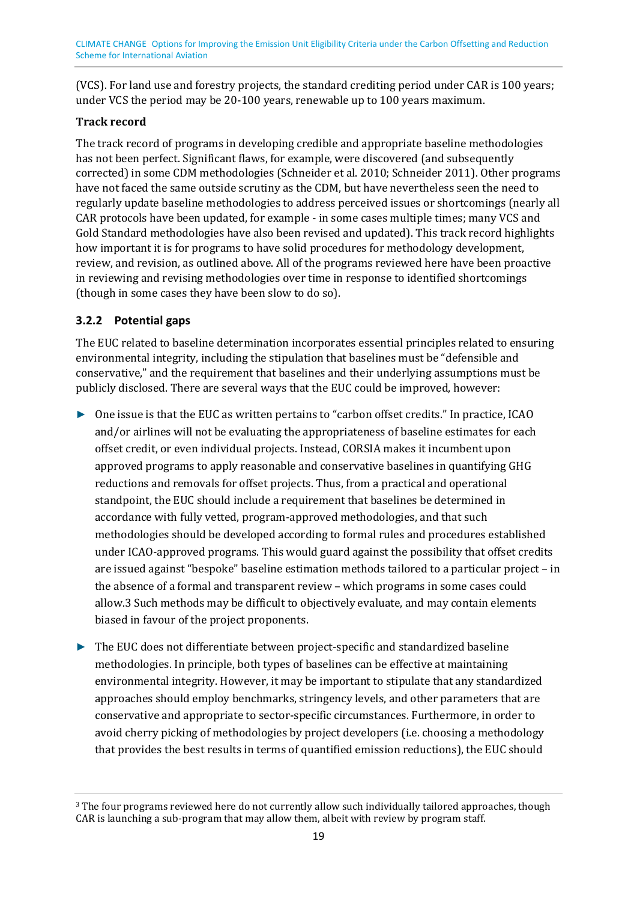(VCS). For land use and forestry projects, the standard crediting period under CAR is 100 years; under VCS the period may be 20-100 years, renewable up to 100 years maximum.

**Track record**

The track record of programs in developing credible and appropriate baseline methodologies has not been perfect. Significant flaws, for example, were discovered (and subsequently corrected) in some CDM methodologies (Schneider et al. 2010; Schneider 2011). Other programs have not faced the same outside scrutiny as the CDM, but have nevertheless seen the need to regularly update baseline methodologies to address perceived issues or shortcomings (nearly all CAR protocols have been updated, for example - in some cases multiple times; many VCS and Gold Standard methodologies have also been revised and updated). This track record highlights how important it is for programs to have solid procedures for methodology development, review, and revision, as outlined above. All of the programs reviewed here have been proactive in reviewing and revising methodologies over time in response to identified shortcomings (though in some cases they have been slow to do so).

### 3.2.2 Potential gaps

The EUC related to baseline determination incorporates essential principles related to ensuring environmental integrity, including the stipulation that baselines must be "defensible and conservative," and the requirement that baselines and their underlying assumptions must be publicly disclosed. There are several ways that the EUC could be improved, however:

- One issue is that the EUC as written pertains to "carbon offset credits." In practice, ICAO and/or airlines will not be evaluating the appropriateness of baseline estimates for each offset credit, or even individual projects. Instead, CORSIA makes it incumbent upon approved programs to apply reasonable and conservative baselines in quantifying GHG reductions and removals for offset projects. Thus, from a practical and operational standpoint, the EUC should include a requirement that baselines be determined in accordance with fully vetted, program-approved methodologies, and that such methodologies should be developed according to formal rules and procedures established under ICAO-approved programs. This would guard against the possibility that offset credits are issued against "bespoke" baseline estimation methods tailored to a particular project – in the absence of a formal and transparent review – which programs in some cases could allow.[3] Such methods may be difficult to objectively evaluate, and may contain elements biased in favour of the project proponents.

- The EUC does not differentiate between project-specific and standardized baseline methodologies. In principle, both types of baselines can be effective at maintaining environmental integrity. However, it may be important to stipulate that any standardized approaches should employ benchmarks, stringency levels, and other parameters that are conservative and appropriate to sector-specific circumstances. Furthermore, in order to avoid cherry picking of methodologies by project developers (i.e. choosing a methodology that provides the best results in terms of quantified emission reductions), the EUC should

[3] The four programs reviewed here do not currently allow such individually tailored approaches, though CAR is launching a sub-program that may allow them, albeit with review by program staff.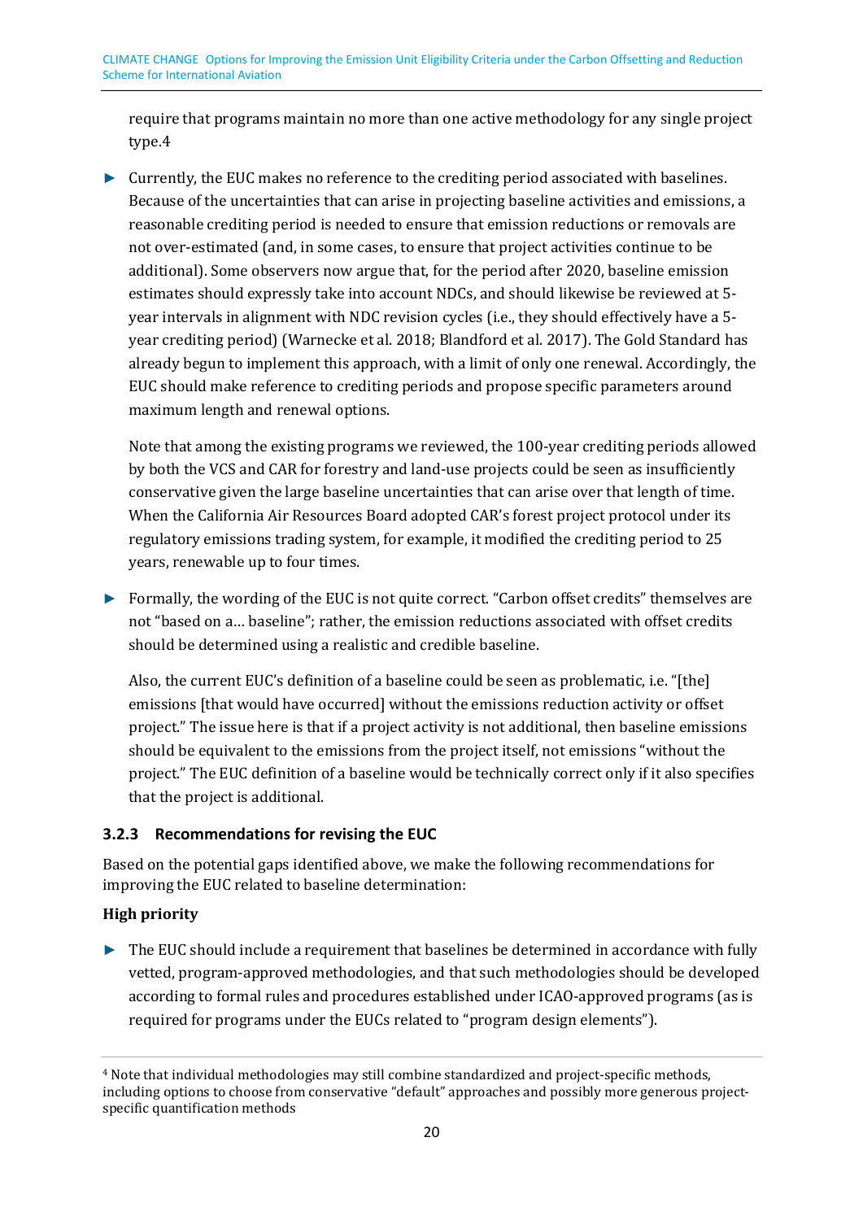require that programs maintain no more than one active methodology for any single project type.4

- Currently, the EUC makes no reference to the crediting period associated with baselines. Because of the uncertainties that can arise in projecting baseline activities and emissions, a reasonable crediting period is needed to ensure that emission reductions or removals are not over-estimated (and, in some cases, to ensure that project activities continue to be additional). Some observers now argue that, for the period after 2020, baseline emission estimates should expressly take into account NDCs, and should likewise be reviewed at 5-year intervals in alignment with NDC revision cycles (i.e., they should effectively have a 5-year crediting period) (Warnecke et al. 2018; Blandford et al. 2017). The Gold Standard has already begun to implement this approach, with a limit of only one renewal. Accordingly, the EUC should make reference to crediting periods and propose specific parameters around maximum length and renewal options.

  Note that among the existing programs we reviewed, the 100-year crediting periods allowed by both the VCS and CAR for forestry and land-use projects could be seen as insufficiently conservative given the large baseline uncertainties that can arise over that length of time. When the California Air Resources Board adopted CAR's forest project protocol under its regulatory emissions trading system, for example, it modified the crediting period to 25 years, renewable up to four times.

- Formally, the wording of the EUC is not quite correct. "Carbon offset credits" themselves are not "based on a… baseline"; rather, the emission reductions associated with offset credits should be determined using a realistic and credible baseline.

  Also, the current EUC's definition of a baseline could be seen as problematic, i.e. "[the] emissions [that would have occurred] without the emissions reduction activity or offset project." The issue here is that if a project activity is not additional, then baseline emissions should be equivalent to the emissions from the project itself, not emissions "without the project." The EUC definition of a baseline would be technically correct only if it also specifies that the project is additional.

### 3.2.3 Recommendations for revising the EUC

Based on the potential gaps identified above, we make the following recommendations for improving the EUC related to baseline determination:

**High priority**

- The EUC should include a requirement that baselines be determined in accordance with fully vetted, program-approved methodologies, and that such methodologies should be developed according to formal rules and procedures established under ICAO-approved programs (as is required for programs under the EUCs related to "program design elements").

---

4 Note that individual methodologies may still combine standardized and project-specific methods, including options to choose from conservative "default" approaches and possibly more generous project-specific quantification methods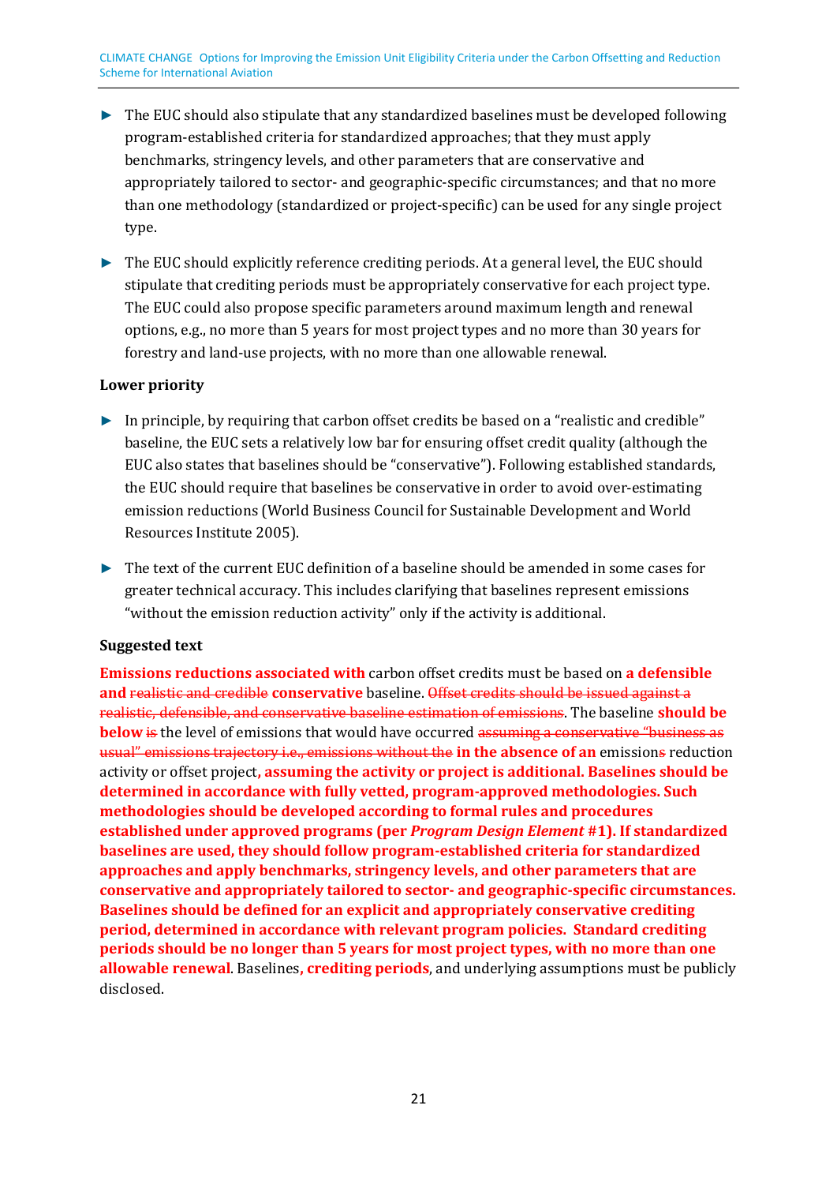- The EUC should also stipulate that any standardized baselines must be developed following program-established criteria for standardized approaches; that they must apply benchmarks, stringency levels, and other parameters that are conservative and appropriately tailored to sector- and geographic-specific circumstances; and that no more than one methodology (standardized or project-specific) can be used for any single project type.
- The EUC should explicitly reference crediting periods. At a general level, the EUC should stipulate that crediting periods must be appropriately conservative for each project type. The EUC could also propose specific parameters around maximum length and renewal options, e.g., no more than 5 years for most project types and no more than 30 years for forestry and land-use projects, with no more than one allowable renewal.

**Lower priority**

- In principle, by requiring that carbon offset credits be based on a "realistic and credible" baseline, the EUC sets a relatively low bar for ensuring offset credit quality (although the EUC also states that baselines should be "conservative"). Following established standards, the EUC should require that baselines be conservative in order to avoid over-estimating emission reductions (World Business Council for Sustainable Development and World Resources Institute 2005).
- The text of the current EUC definition of a baseline should be amended in some cases for greater technical accuracy. This includes clarifying that baselines represent emissions "without the emission reduction activity" only if the activity is additional.

**Suggested text**

**Emissions reductions associated with** carbon offset credits must be based on **a defensible and** ~~realistic and credible~~ **conservative** baseline. ~~Offset credits should be issued against a realistic, defensible, and conservative baseline estimation of emissions~~. The baseline **should be below** ~~is~~ the level of emissions that would have occurred ~~assuming a conservative "business as usual" emissions trajectory i.e., emissions without the~~ **in the absence of an** emission~~s~~ reduction activity or offset project**, assuming the activity or project is additional. Baselines should be determined in accordance with fully vetted, program-approved methodologies. Such methodologies should be developed according to formal rules and procedures established under approved programs (per *Program Design Element* #1). If standardized baselines are used, they should follow program-established criteria for standardized approaches and apply benchmarks, stringency levels, and other parameters that are conservative and appropriately tailored to sector- and geographic-specific circumstances. Baselines should be defined for an explicit and appropriately conservative crediting period, determined in accordance with relevant program policies. Standard crediting periods should be no longer than 5 years for most project types, with no more than one allowable renewal**. Baselines**, crediting periods**, and underlying assumptions must be publicly disclosed.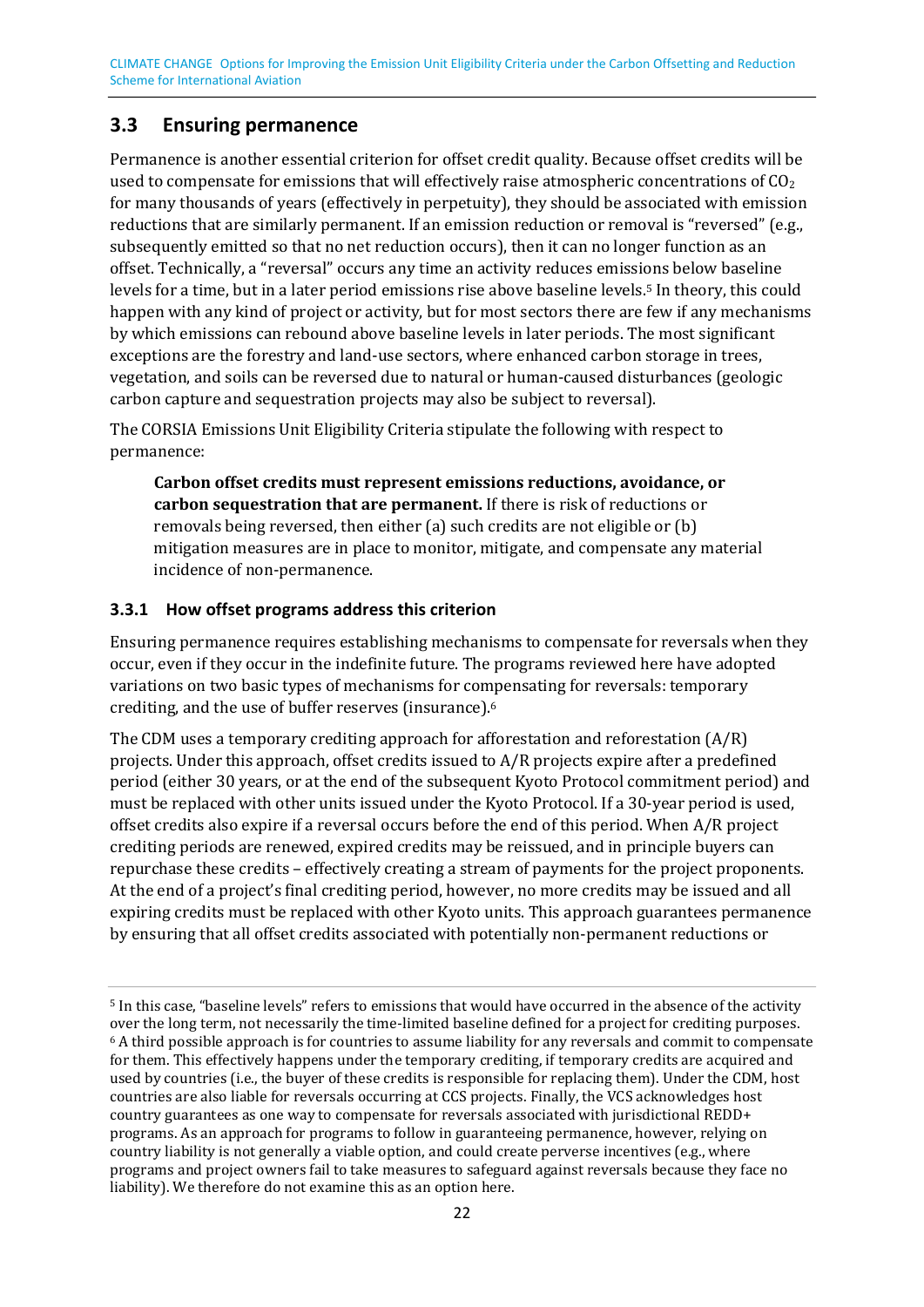## 3.3 Ensuring permanence

Permanence is another essential criterion for offset credit quality. Because offset credits will be used to compensate for emissions that will effectively raise atmospheric concentrations of $CO_2$ for many thousands of years (effectively in perpetuity), they should be associated with emission reductions that are similarly permanent. If an emission reduction or removal is "reversed" (e.g., subsequently emitted so that no net reduction occurs), then it can no longer function as an offset. Technically, a "reversal" occurs any time an activity reduces emissions below baseline levels for a time, but in a later period emissions rise above baseline levels.[5] In theory, this could happen with any kind of project or activity, but for most sectors there are few if any mechanisms by which emissions can rebound above baseline levels in later periods. The most significant exceptions are the forestry and land-use sectors, where enhanced carbon storage in trees, vegetation, and soils can be reversed due to natural or human-caused disturbances (geologic carbon capture and sequestration projects may also be subject to reversal).

The CORSIA Emissions Unit Eligibility Criteria stipulate the following with respect to permanence:

> **Carbon offset credits must represent emissions reductions, avoidance, or carbon sequestration that are permanent.** If there is risk of reductions or removals being reversed, then either (a) such credits are not eligible or (b) mitigation measures are in place to monitor, mitigate, and compensate any material incidence of non-permanence.

### 3.3.1 How offset programs address this criterion

Ensuring permanence requires establishing mechanisms to compensate for reversals when they occur, even if they occur in the indefinite future. The programs reviewed here have adopted variations on two basic types of mechanisms for compensating for reversals: temporary crediting, and the use of buffer reserves (insurance).[6]

The CDM uses a temporary crediting approach for afforestation and reforestation (A/R) projects. Under this approach, offset credits issued to A/R projects expire after a predefined period (either 30 years, or at the end of the subsequent Kyoto Protocol commitment period) and must be replaced with other units issued under the Kyoto Protocol. If a 30-year period is used, offset credits also expire if a reversal occurs before the end of this period. When A/R project crediting periods are renewed, expired credits may be reissued, and in principle buyers can repurchase these credits – effectively creating a stream of payments for the project proponents. At the end of a project's final crediting period, however, no more credits may be issued and all expiring credits must be replaced with other Kyoto units. This approach guarantees permanence by ensuring that all offset credits associated with potentially non-permanent reductions or

---

[5] In this case, "baseline levels" refers to emissions that would have occurred in the absence of the activity over the long term, not necessarily the time-limited baseline defined for a project for crediting purposes.

[6] A third possible approach is for countries to assume liability for any reversals and commit to compensate for them. This effectively happens under the temporary crediting, if temporary credits are acquired and used by countries (i.e., the buyer of these credits is responsible for replacing them). Under the CDM, host countries are also liable for reversals occurring at CCS projects. Finally, the VCS acknowledges host country guarantees as one way to compensate for reversals associated with jurisdictional REDD+ programs. As an approach for programs to follow in guaranteeing permanence, however, relying on country liability is not generally a viable option, and could create perverse incentives (e.g., where programs and project owners fail to take measures to safeguard against reversals because they face no liability). We therefore do not examine this as an option here.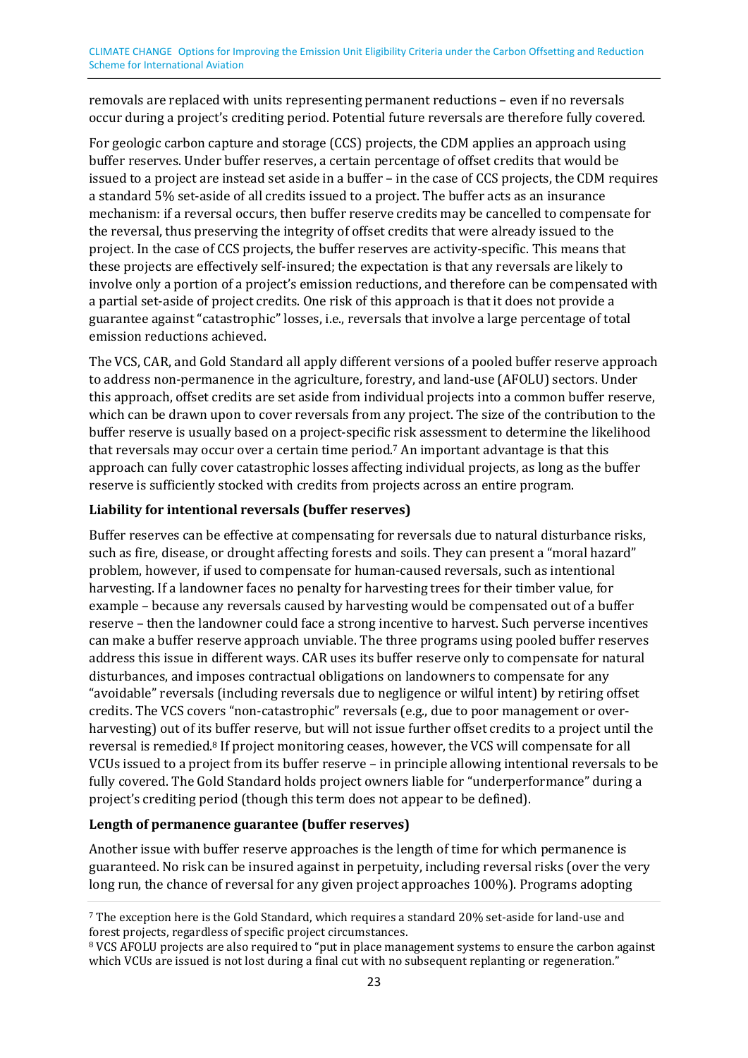removals are replaced with units representing permanent reductions – even if no reversals occur during a project's crediting period. Potential future reversals are therefore fully covered.

For geologic carbon capture and storage (CCS) projects, the CDM applies an approach using buffer reserves. Under buffer reserves, a certain percentage of offset credits that would be issued to a project are instead set aside in a buffer – in the case of CCS projects, the CDM requires a standard 5% set-aside of all credits issued to a project. The buffer acts as an insurance mechanism: if a reversal occurs, then buffer reserve credits may be cancelled to compensate for the reversal, thus preserving the integrity of offset credits that were already issued to the project. In the case of CCS projects, the buffer reserves are activity-specific. This means that these projects are effectively self-insured; the expectation is that any reversals are likely to involve only a portion of a project's emission reductions, and therefore can be compensated with a partial set-aside of project credits. One risk of this approach is that it does not provide a guarantee against "catastrophic" losses, i.e., reversals that involve a large percentage of total emission reductions achieved.

The VCS, CAR, and Gold Standard all apply different versions of a pooled buffer reserve approach to address non-permanence in the agriculture, forestry, and land-use (AFOLU) sectors. Under this approach, offset credits are set aside from individual projects into a common buffer reserve, which can be drawn upon to cover reversals from any project. The size of the contribution to the buffer reserve is usually based on a project-specific risk assessment to determine the likelihood that reversals may occur over a certain time period.[7] An important advantage is that this approach can fully cover catastrophic losses affecting individual projects, as long as the buffer reserve is sufficiently stocked with credits from projects across an entire program.

**Liability for intentional reversals (buffer reserves)**

Buffer reserves can be effective at compensating for reversals due to natural disturbance risks, such as fire, disease, or drought affecting forests and soils. They can present a "moral hazard" problem, however, if used to compensate for human-caused reversals, such as intentional harvesting. If a landowner faces no penalty for harvesting trees for their timber value, for example – because any reversals caused by harvesting would be compensated out of a buffer reserve – then the landowner could face a strong incentive to harvest. Such perverse incentives can make a buffer reserve approach unviable. The three programs using pooled buffer reserves address this issue in different ways. CAR uses its buffer reserve only to compensate for natural disturbances, and imposes contractual obligations on landowners to compensate for any "avoidable" reversals (including reversals due to negligence or wilful intent) by retiring offset credits. The VCS covers "non-catastrophic" reversals (e.g., due to poor management or over-harvesting) out of its buffer reserve, but will not issue further offset credits to a project until the reversal is remedied.[8] If project monitoring ceases, however, the VCS will compensate for all VCUs issued to a project from its buffer reserve – in principle allowing intentional reversals to be fully covered. The Gold Standard holds project owners liable for "underperformance" during a project's crediting period (though this term does not appear to be defined).

**Length of permanence guarantee (buffer reserves)**

Another issue with buffer reserve approaches is the length of time for which permanence is guaranteed. No risk can be insured against in perpetuity, including reversal risks (over the very long run, the chance of reversal for any given project approaches 100%). Programs adopting

[7] The exception here is the Gold Standard, which requires a standard 20% set-aside for land-use and forest projects, regardless of specific project circumstances.

[8] VCS AFOLU projects are also required to "put in place management systems to ensure the carbon against which VCUs are issued is not lost during a final cut with no subsequent replanting or regeneration."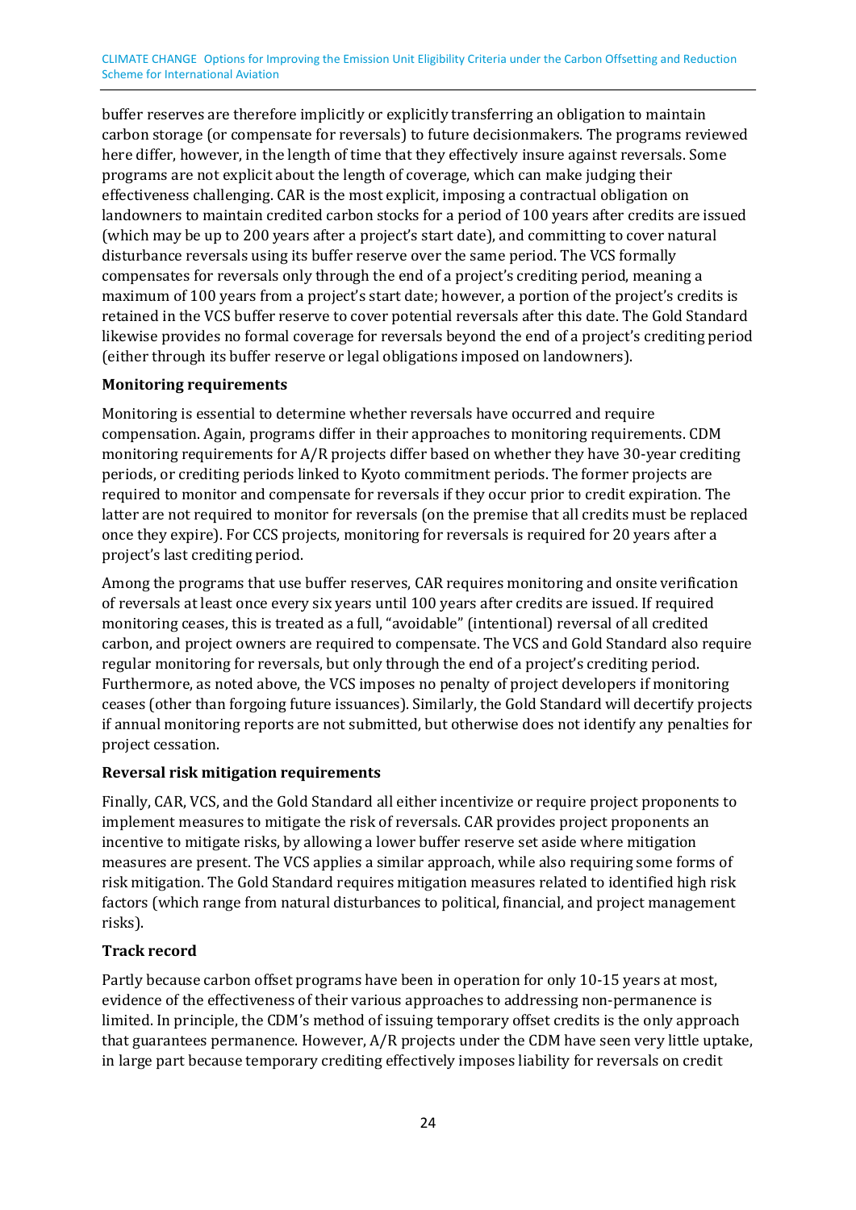buffer reserves are therefore implicitly or explicitly transferring an obligation to maintain carbon storage (or compensate for reversals) to future decisionmakers. The programs reviewed here differ, however, in the length of time that they effectively insure against reversals. Some programs are not explicit about the length of coverage, which can make judging their effectiveness challenging. CAR is the most explicit, imposing a contractual obligation on landowners to maintain credited carbon stocks for a period of 100 years after credits are issued (which may be up to 200 years after a project's start date), and committing to cover natural disturbance reversals using its buffer reserve over the same period. The VCS formally compensates for reversals only through the end of a project's crediting period, meaning a maximum of 100 years from a project's start date; however, a portion of the project's credits is retained in the VCS buffer reserve to cover potential reversals after this date. The Gold Standard likewise provides no formal coverage for reversals beyond the end of a project's crediting period (either through its buffer reserve or legal obligations imposed on landowners).

**Monitoring requirements**

Monitoring is essential to determine whether reversals have occurred and require compensation. Again, programs differ in their approaches to monitoring requirements. CDM monitoring requirements for A/R projects differ based on whether they have 30-year crediting periods, or crediting periods linked to Kyoto commitment periods. The former projects are required to monitor and compensate for reversals if they occur prior to credit expiration. The latter are not required to monitor for reversals (on the premise that all credits must be replaced once they expire). For CCS projects, monitoring for reversals is required for 20 years after a project's last crediting period.

Among the programs that use buffer reserves, CAR requires monitoring and onsite verification of reversals at least once every six years until 100 years after credits are issued. If required monitoring ceases, this is treated as a full, "avoidable" (intentional) reversal of all credited carbon, and project owners are required to compensate. The VCS and Gold Standard also require regular monitoring for reversals, but only through the end of a project's crediting period. Furthermore, as noted above, the VCS imposes no penalty of project developers if monitoring ceases (other than forgoing future issuances). Similarly, the Gold Standard will decertify projects if annual monitoring reports are not submitted, but otherwise does not identify any penalties for project cessation.

**Reversal risk mitigation requirements**

Finally, CAR, VCS, and the Gold Standard all either incentivize or require project proponents to implement measures to mitigate the risk of reversals. CAR provides project proponents an incentive to mitigate risks, by allowing a lower buffer reserve set aside where mitigation measures are present. The VCS applies a similar approach, while also requiring some forms of risk mitigation. The Gold Standard requires mitigation measures related to identified high risk factors (which range from natural disturbances to political, financial, and project management risks).

**Track record**

Partly because carbon offset programs have been in operation for only 10-15 years at most, evidence of the effectiveness of their various approaches to addressing non-permanence is limited. In principle, the CDM's method of issuing temporary offset credits is the only approach that guarantees permanence. However, A/R projects under the CDM have seen very little uptake, in large part because temporary crediting effectively imposes liability for reversals on credit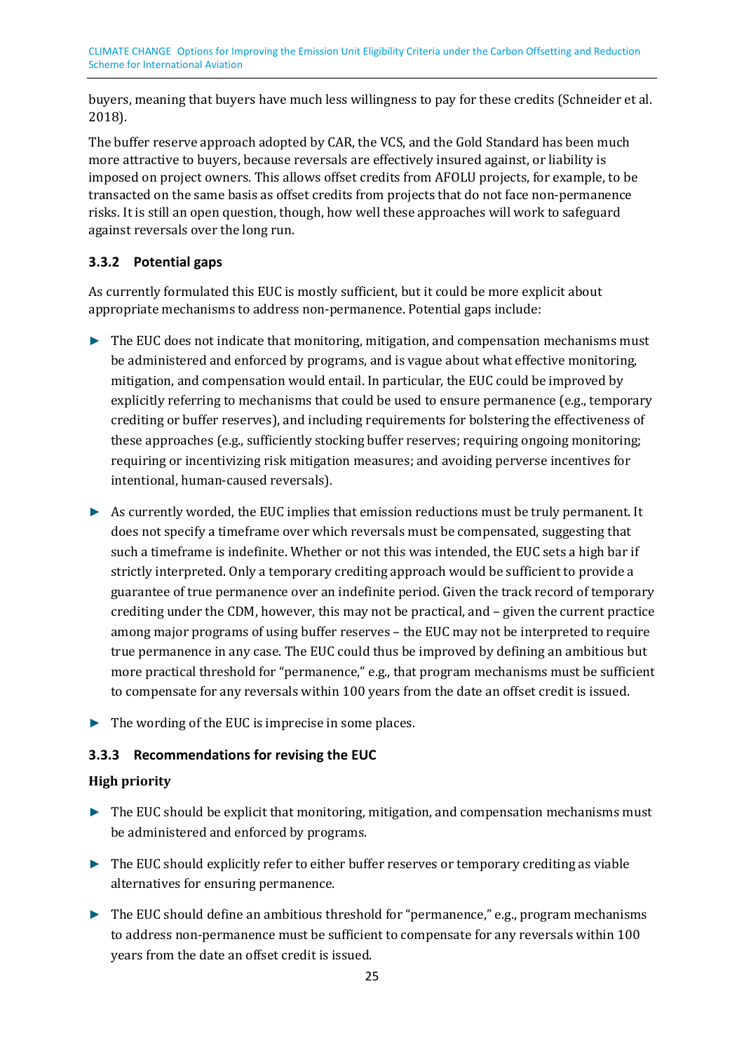buyers, meaning that buyers have much less willingness to pay for these credits (Schneider et al. 2018).

The buffer reserve approach adopted by CAR, the VCS, and the Gold Standard has been much more attractive to buyers, because reversals are effectively insured against, or liability is imposed on project owners. This allows offset credits from AFOLU projects, for example, to be transacted on the same basis as offset credits from projects that do not face non-permanence risks. It is still an open question, though, how well these approaches will work to safeguard against reversals over the long run.

### 3.3.2 Potential gaps

As currently formulated this EUC is mostly sufficient, but it could be more explicit about appropriate mechanisms to address non-permanence. Potential gaps include:

- The EUC does not indicate that monitoring, mitigation, and compensation mechanisms must be administered and enforced by programs, and is vague about what effective monitoring, mitigation, and compensation would entail. In particular, the EUC could be improved by explicitly referring to mechanisms that could be used to ensure permanence (e.g., temporary crediting or buffer reserves), and including requirements for bolstering the effectiveness of these approaches (e.g., sufficiently stocking buffer reserves; requiring ongoing monitoring; requiring or incentivizing risk mitigation measures; and avoiding perverse incentives for intentional, human-caused reversals).
- As currently worded, the EUC implies that emission reductions must be truly permanent. It does not specify a timeframe over which reversals must be compensated, suggesting that such a timeframe is indefinite. Whether or not this was intended, the EUC sets a high bar if strictly interpreted. Only a temporary crediting approach would be sufficient to provide a guarantee of true permanence over an indefinite period. Given the track record of temporary crediting under the CDM, however, this may not be practical, and – given the current practice among major programs of using buffer reserves – the EUC may not be interpreted to require true permanence in any case. The EUC could thus be improved by defining an ambitious but more practical threshold for "permanence," e.g., that program mechanisms must be sufficient to compensate for any reversals within 100 years from the date an offset credit is issued.
- The wording of the EUC is imprecise in some places.

### 3.3.3 Recommendations for revising the EUC

**High priority**

- The EUC should be explicit that monitoring, mitigation, and compensation mechanisms must be administered and enforced by programs.
- The EUC should explicitly refer to either buffer reserves or temporary crediting as viable alternatives for ensuring permanence.
- The EUC should define an ambitious threshold for "permanence," e.g., program mechanisms to address non-permanence must be sufficient to compensate for any reversals within 100 years from the date an offset credit is issued.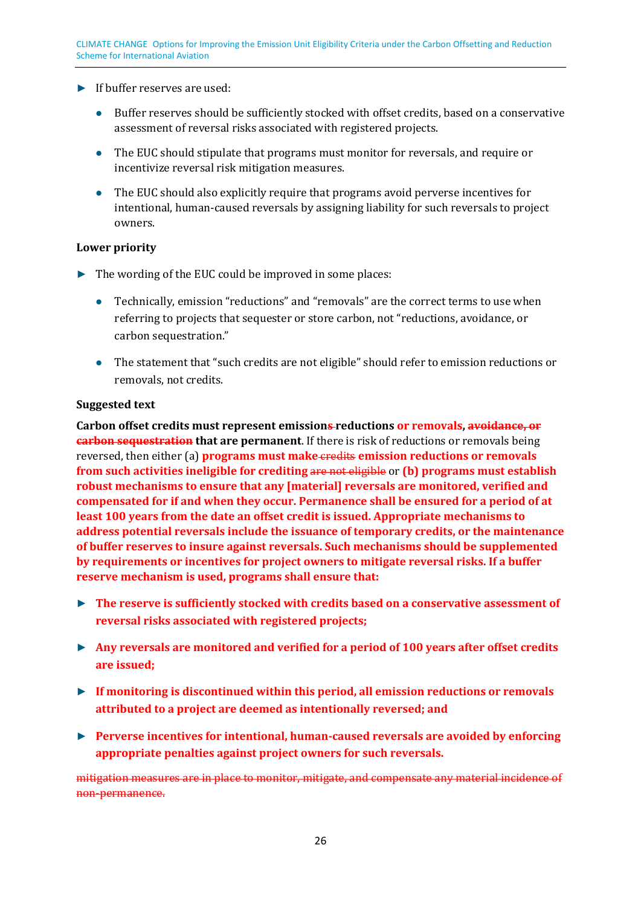- If buffer reserves are used:
  - Buffer reserves should be sufficiently stocked with offset credits, based on a conservative assessment of reversal risks associated with registered projects.
  - The EUC should stipulate that programs must monitor for reversals, and require or incentivize reversal risk mitigation measures.
  - The EUC should also explicitly require that programs avoid perverse incentives for intentional, human-caused reversals by assigning liability for such reversals to project owners.

**Lower priority**

- The wording of the EUC could be improved in some places:
  - Technically, emission "reductions" and "removals" are the correct terms to use when referring to projects that sequester or store carbon, not "reductions, avoidance, or carbon sequestration."
  - The statement that "such credits are not eligible" should refer to emission reductions or removals, not credits.

**Suggested text**

**Carbon offset credits must represent emission~~s~~ reductions or removals, ~~avoidance, or carbon sequestration~~ that are permanent**. If there is risk of reductions or removals being reversed, then either (a) **programs must make ~~credits~~ emission reductions or removals from such activities ineligible for crediting** ~~are not eligible~~ or **(b) programs must establish robust mechanisms to ensure that any [material] reversals are monitored, verified and compensated for if and when they occur. Permanence shall be ensured for a period of at least 100 years from the date an offset credit is issued. Appropriate mechanisms to address potential reversals include the issuance of temporary credits, or the maintenance of buffer reserves to insure against reversals. Such mechanisms should be supplemented by requirements or incentives for project owners to mitigate reversal risks. If a buffer reserve mechanism is used, programs shall ensure that:**

- **The reserve is sufficiently stocked with credits based on a conservative assessment of reversal risks associated with registered projects;**
- **Any reversals are monitored and verified for a period of 100 years after offset credits are issued;**
- **If monitoring is discontinued within this period, all emission reductions or removals attributed to a project are deemed as intentionally reversed; and**
- **Perverse incentives for intentional, human-caused reversals are avoided by enforcing appropriate penalties against project owners for such reversals.**

~~mitigation measures are in place to monitor, mitigate, and compensate any material incidence of non-permanence.~~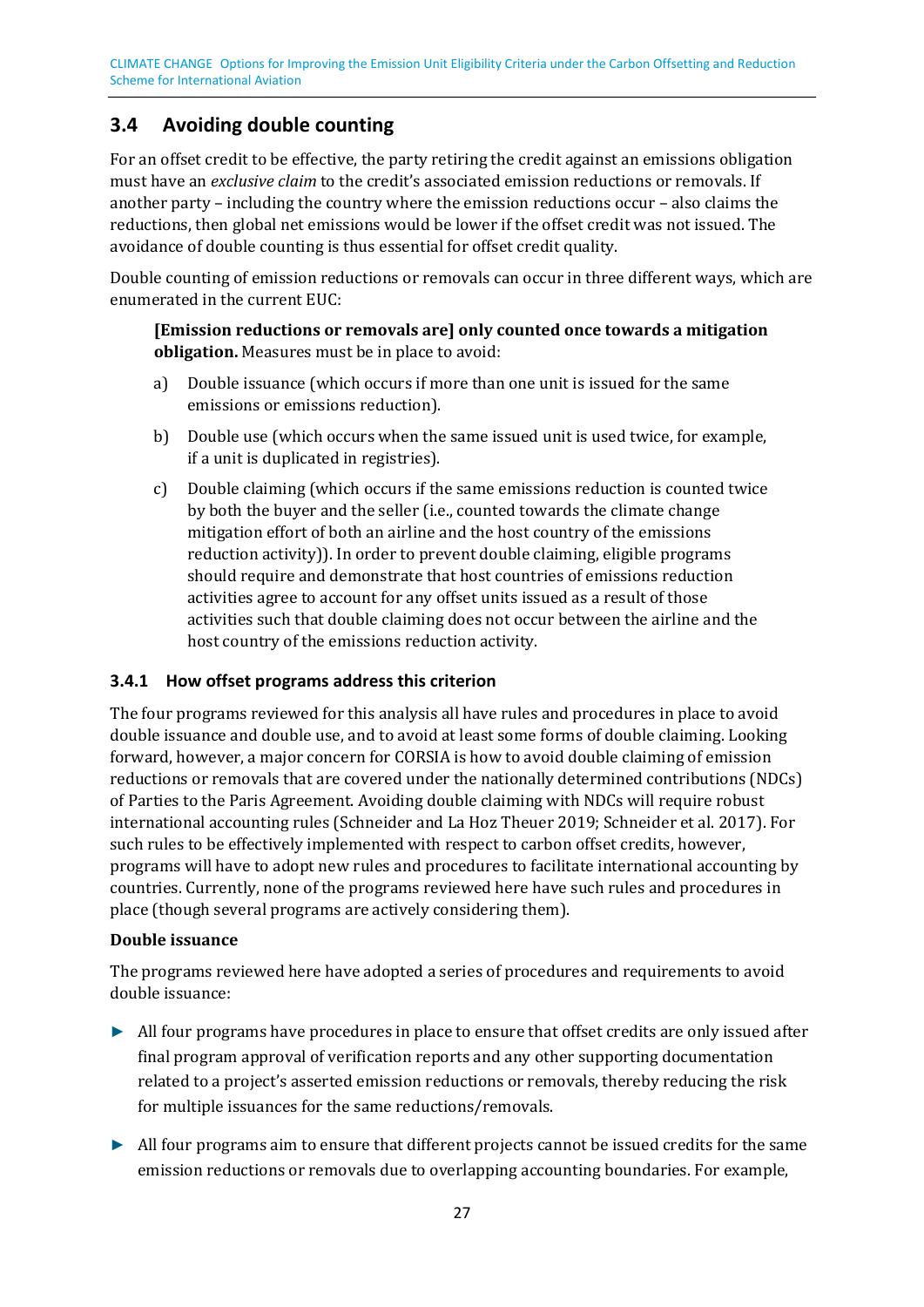## 3.4 Avoiding double counting

For an offset credit to be effective, the party retiring the credit against an emissions obligation must have an *exclusive claim* to the credit's associated emission reductions or removals. If another party – including the country where the emission reductions occur – also claims the reductions, then global net emissions would be lower if the offset credit was not issued. The avoidance of double counting is thus essential for offset credit quality.

Double counting of emission reductions or removals can occur in three different ways, which are enumerated in the current EUC:

> **[Emission reductions or removals are] only counted once towards a mitigation obligation.** Measures must be in place to avoid:
>
> a) Double issuance (which occurs if more than one unit is issued for the same emissions or emissions reduction).
>
> b) Double use (which occurs when the same issued unit is used twice, for example, if a unit is duplicated in registries).
>
> c) Double claiming (which occurs if the same emissions reduction is counted twice by both the buyer and the seller (i.e., counted towards the climate change mitigation effort of both an airline and the host country of the emissions reduction activity)). In order to prevent double claiming, eligible programs should require and demonstrate that host countries of emissions reduction activities agree to account for any offset units issued as a result of those activities such that double claiming does not occur between the airline and the host country of the emissions reduction activity.

### 3.4.1 How offset programs address this criterion

The four programs reviewed for this analysis all have rules and procedures in place to avoid double issuance and double use, and to avoid at least some forms of double claiming. Looking forward, however, a major concern for CORSIA is how to avoid double claiming of emission reductions or removals that are covered under the nationally determined contributions (NDCs) of Parties to the Paris Agreement. Avoiding double claiming with NDCs will require robust international accounting rules (Schneider and La Hoz Theuer 2019; Schneider et al. 2017). For such rules to be effectively implemented with respect to carbon offset credits, however, programs will have to adopt new rules and procedures to facilitate international accounting by countries. Currently, none of the programs reviewed here have such rules and procedures in place (though several programs are actively considering them).

**Double issuance**

The programs reviewed here have adopted a series of procedures and requirements to avoid double issuance:

- All four programs have procedures in place to ensure that offset credits are only issued after final program approval of verification reports and any other supporting documentation related to a project's asserted emission reductions or removals, thereby reducing the risk for multiple issuances for the same reductions/removals.
- All four programs aim to ensure that different projects cannot be issued credits for the same emission reductions or removals due to overlapping accounting boundaries. For example,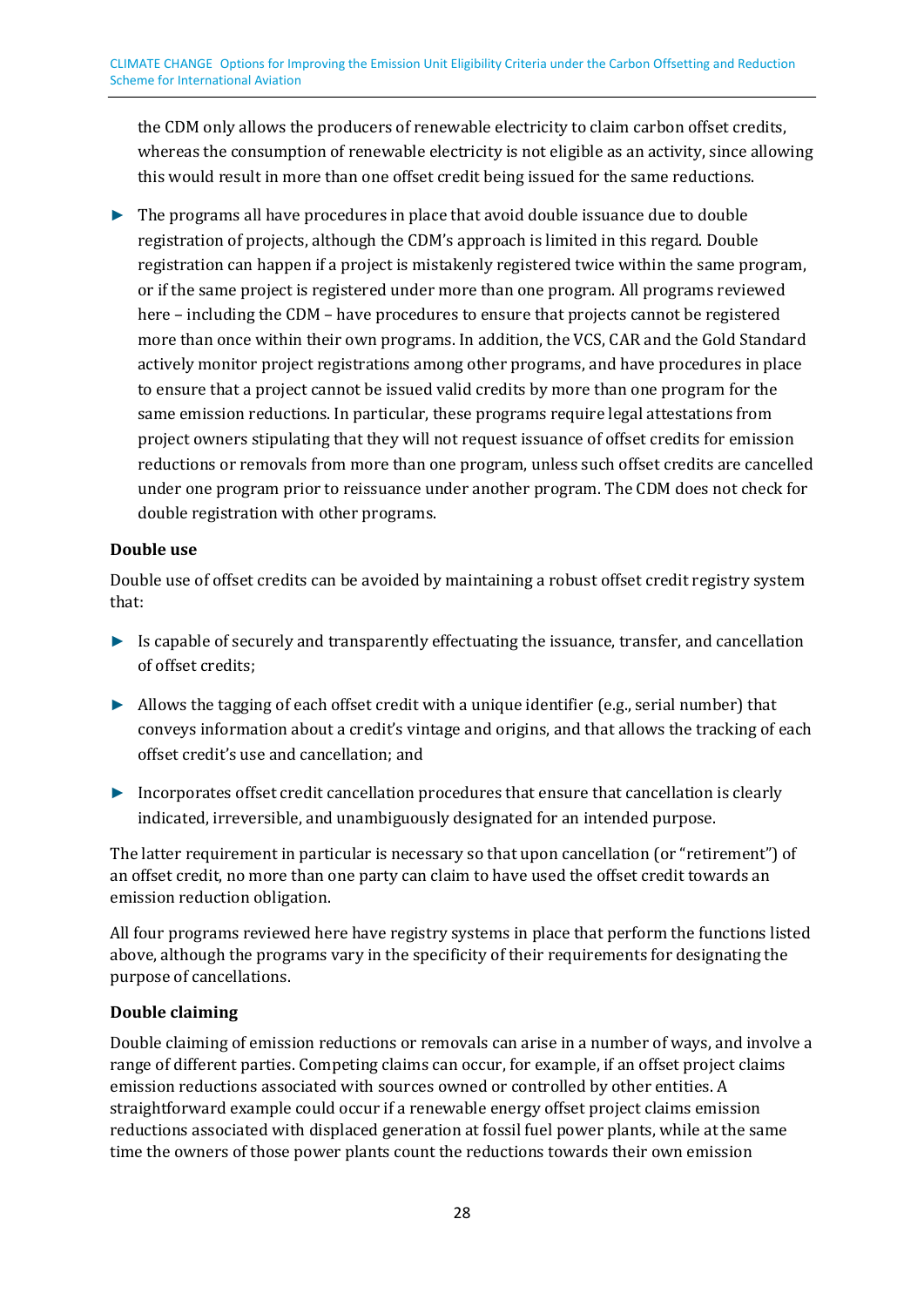the CDM only allows the producers of renewable electricity to claim carbon offset credits, whereas the consumption of renewable electricity is not eligible as an activity, since allowing this would result in more than one offset credit being issued for the same reductions.

- The programs all have procedures in place that avoid double issuance due to double registration of projects, although the CDM's approach is limited in this regard. Double registration can happen if a project is mistakenly registered twice within the same program, or if the same project is registered under more than one program. All programs reviewed here – including the CDM – have procedures to ensure that projects cannot be registered more than once within their own programs. In addition, the VCS, CAR and the Gold Standard actively monitor project registrations among other programs, and have procedures in place to ensure that a project cannot be issued valid credits by more than one program for the same emission reductions. In particular, these programs require legal attestations from project owners stipulating that they will not request issuance of offset credits for emission reductions or removals from more than one program, unless such offset credits are cancelled under one program prior to reissuance under another program. The CDM does not check for double registration with other programs.

**Double use**

Double use of offset credits can be avoided by maintaining a robust offset credit registry system that:

- Is capable of securely and transparently effectuating the issuance, transfer, and cancellation of offset credits;
- Allows the tagging of each offset credit with a unique identifier (e.g., serial number) that conveys information about a credit's vintage and origins, and that allows the tracking of each offset credit's use and cancellation; and
- Incorporates offset credit cancellation procedures that ensure that cancellation is clearly indicated, irreversible, and unambiguously designated for an intended purpose.

The latter requirement in particular is necessary so that upon cancellation (or "retirement") of an offset credit, no more than one party can claim to have used the offset credit towards an emission reduction obligation.

All four programs reviewed here have registry systems in place that perform the functions listed above, although the programs vary in the specificity of their requirements for designating the purpose of cancellations.

**Double claiming**

Double claiming of emission reductions or removals can arise in a number of ways, and involve a range of different parties. Competing claims can occur, for example, if an offset project claims emission reductions associated with sources owned or controlled by other entities. A straightforward example could occur if a renewable energy offset project claims emission reductions associated with displaced generation at fossil fuel power plants, while at the same time the owners of those power plants count the reductions towards their own emission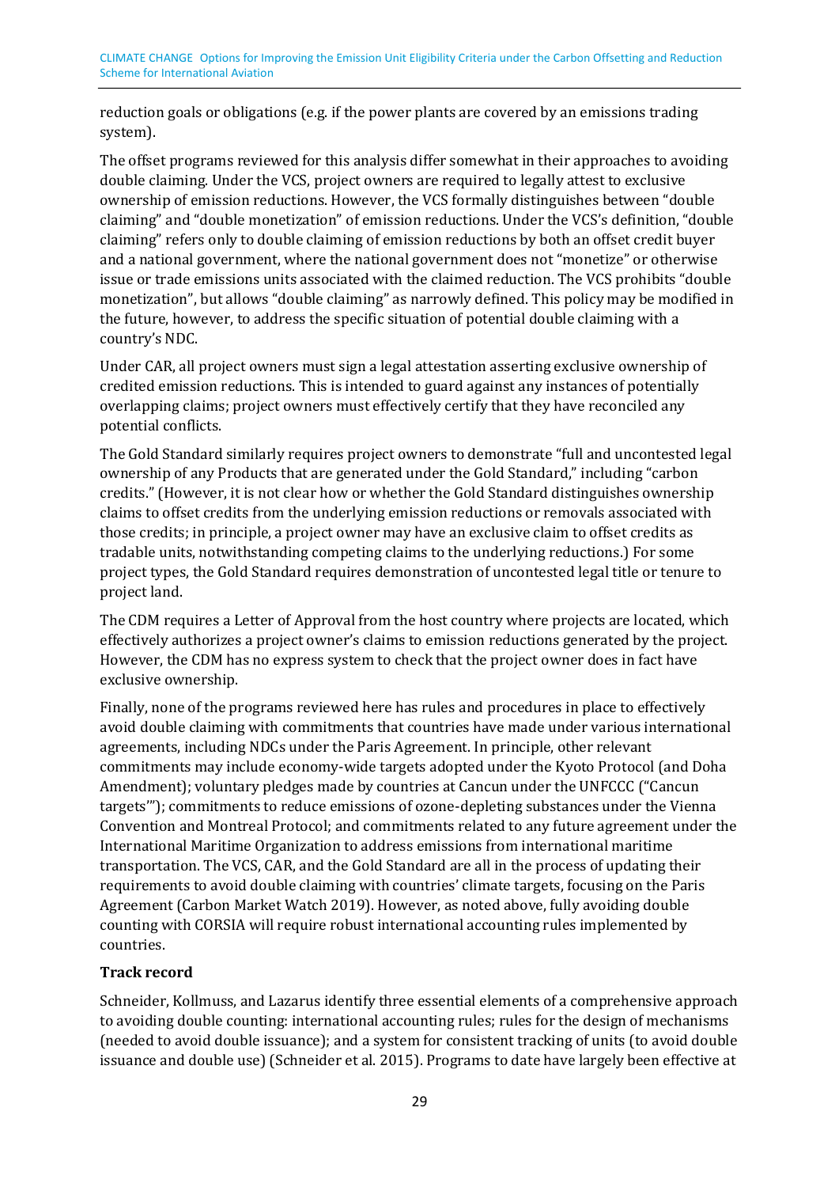reduction goals or obligations (e.g. if the power plants are covered by an emissions trading system).

The offset programs reviewed for this analysis differ somewhat in their approaches to avoiding double claiming. Under the VCS, project owners are required to legally attest to exclusive ownership of emission reductions. However, the VCS formally distinguishes between "double claiming" and "double monetization" of emission reductions. Under the VCS's definition, "double claiming" refers only to double claiming of emission reductions by both an offset credit buyer and a national government, where the national government does not "monetize" or otherwise issue or trade emissions units associated with the claimed reduction. The VCS prohibits "double monetization", but allows "double claiming" as narrowly defined. This policy may be modified in the future, however, to address the specific situation of potential double claiming with a country's NDC.

Under CAR, all project owners must sign a legal attestation asserting exclusive ownership of credited emission reductions. This is intended to guard against any instances of potentially overlapping claims; project owners must effectively certify that they have reconciled any potential conflicts.

The Gold Standard similarly requires project owners to demonstrate "full and uncontested legal ownership of any Products that are generated under the Gold Standard," including "carbon credits." (However, it is not clear how or whether the Gold Standard distinguishes ownership claims to offset credits from the underlying emission reductions or removals associated with those credits; in principle, a project owner may have an exclusive claim to offset credits as tradable units, notwithstanding competing claims to the underlying reductions.) For some project types, the Gold Standard requires demonstration of uncontested legal title or tenure to project land.

The CDM requires a Letter of Approval from the host country where projects are located, which effectively authorizes a project owner's claims to emission reductions generated by the project. However, the CDM has no express system to check that the project owner does in fact have exclusive ownership.

Finally, none of the programs reviewed here has rules and procedures in place to effectively avoid double claiming with commitments that countries have made under various international agreements, including NDCs under the Paris Agreement. In principle, other relevant commitments may include economy-wide targets adopted under the Kyoto Protocol (and Doha Amendment); voluntary pledges made by countries at Cancun under the UNFCCC ("Cancun targets'"); commitments to reduce emissions of ozone-depleting substances under the Vienna Convention and Montreal Protocol; and commitments related to any future agreement under the International Maritime Organization to address emissions from international maritime transportation. The VCS, CAR, and the Gold Standard are all in the process of updating their requirements to avoid double claiming with countries' climate targets, focusing on the Paris Agreement (Carbon Market Watch 2019). However, as noted above, fully avoiding double counting with CORSIA will require robust international accounting rules implemented by countries.

**Track record**

Schneider, Kollmuss, and Lazarus identify three essential elements of a comprehensive approach to avoiding double counting: international accounting rules; rules for the design of mechanisms (needed to avoid double issuance); and a system for consistent tracking of units (to avoid double issuance and double use) (Schneider et al. 2015). Programs to date have largely been effective at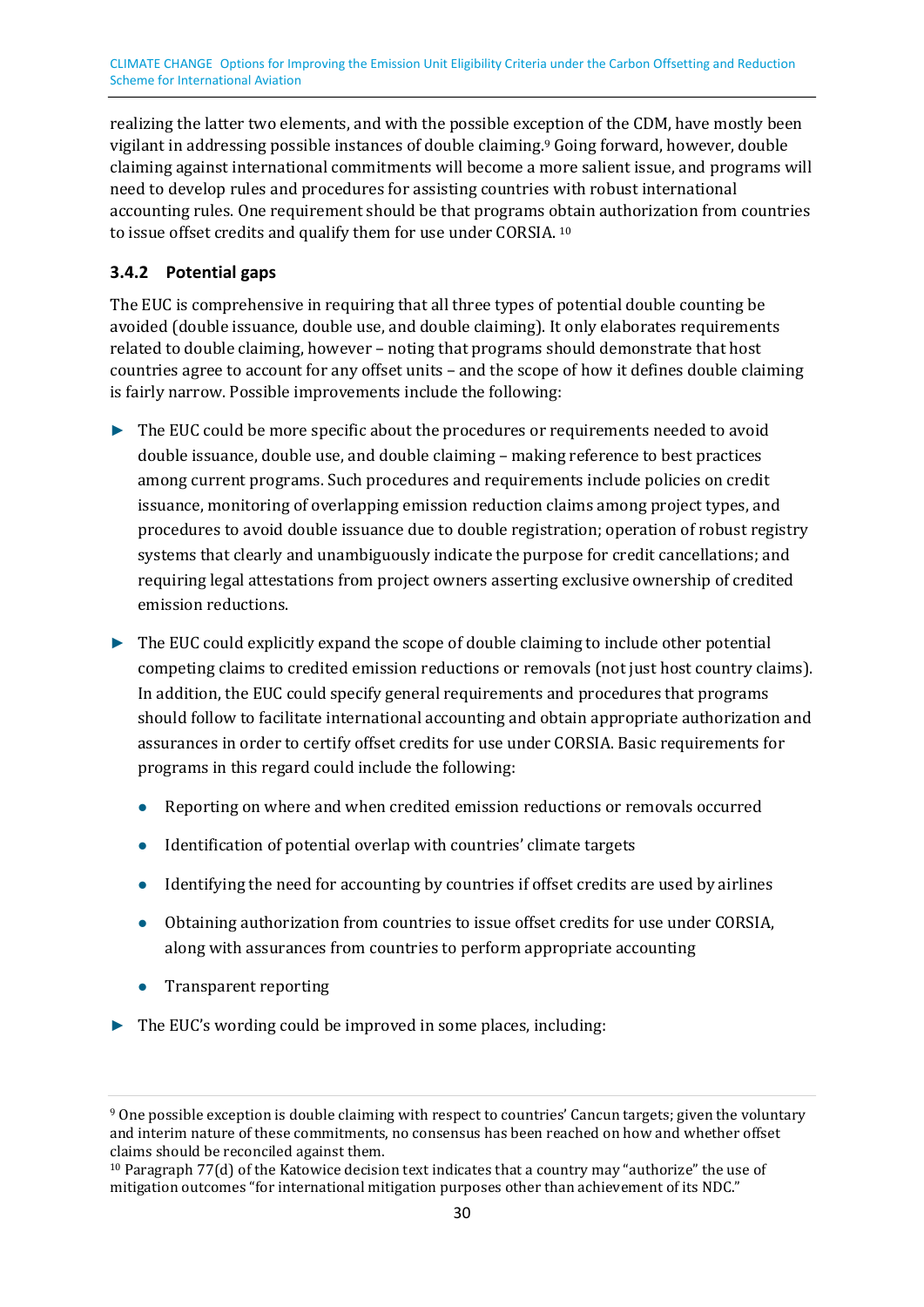realizing the latter two elements, and with the possible exception of the CDM, have mostly been vigilant in addressing possible instances of double claiming.[9] Going forward, however, double claiming against international commitments will become a more salient issue, and programs will need to develop rules and procedures for assisting countries with robust international accounting rules. One requirement should be that programs obtain authorization from countries to issue offset credits and qualify them for use under CORSIA.[10]

### 3.4.2 Potential gaps

The EUC is comprehensive in requiring that all three types of potential double counting be avoided (double issuance, double use, and double claiming). It only elaborates requirements related to double claiming, however – noting that programs should demonstrate that host countries agree to account for any offset units – and the scope of how it defines double claiming is fairly narrow. Possible improvements include the following:

- The EUC could be more specific about the procedures or requirements needed to avoid double issuance, double use, and double claiming – making reference to best practices among current programs. Such procedures and requirements include policies on credit issuance, monitoring of overlapping emission reduction claims among project types, and procedures to avoid double issuance due to double registration; operation of robust registry systems that clearly and unambiguously indicate the purpose for credit cancellations; and requiring legal attestations from project owners asserting exclusive ownership of credited emission reductions.

- The EUC could explicitly expand the scope of double claiming to include other potential competing claims to credited emission reductions or removals (not just host country claims). In addition, the EUC could specify general requirements and procedures that programs should follow to facilitate international accounting and obtain appropriate authorization and assurances in order to certify offset credits for use under CORSIA. Basic requirements for programs in this regard could include the following:

  - Reporting on where and when credited emission reductions or removals occurred
  - Identification of potential overlap with countries' climate targets
  - Identifying the need for accounting by countries if offset credits are used by airlines
  - Obtaining authorization from countries to issue offset credits for use under CORSIA, along with assurances from countries to perform appropriate accounting
  - Transparent reporting

- The EUC's wording could be improved in some places, including:

---

[9] One possible exception is double claiming with respect to countries' Cancun targets; given the voluntary and interim nature of these commitments, no consensus has been reached on how and whether offset claims should be reconciled against them.

[10] Paragraph 77(d) of the Katowice decision text indicates that a country may "authorize" the use of mitigation outcomes "for international mitigation purposes other than achievement of its NDC."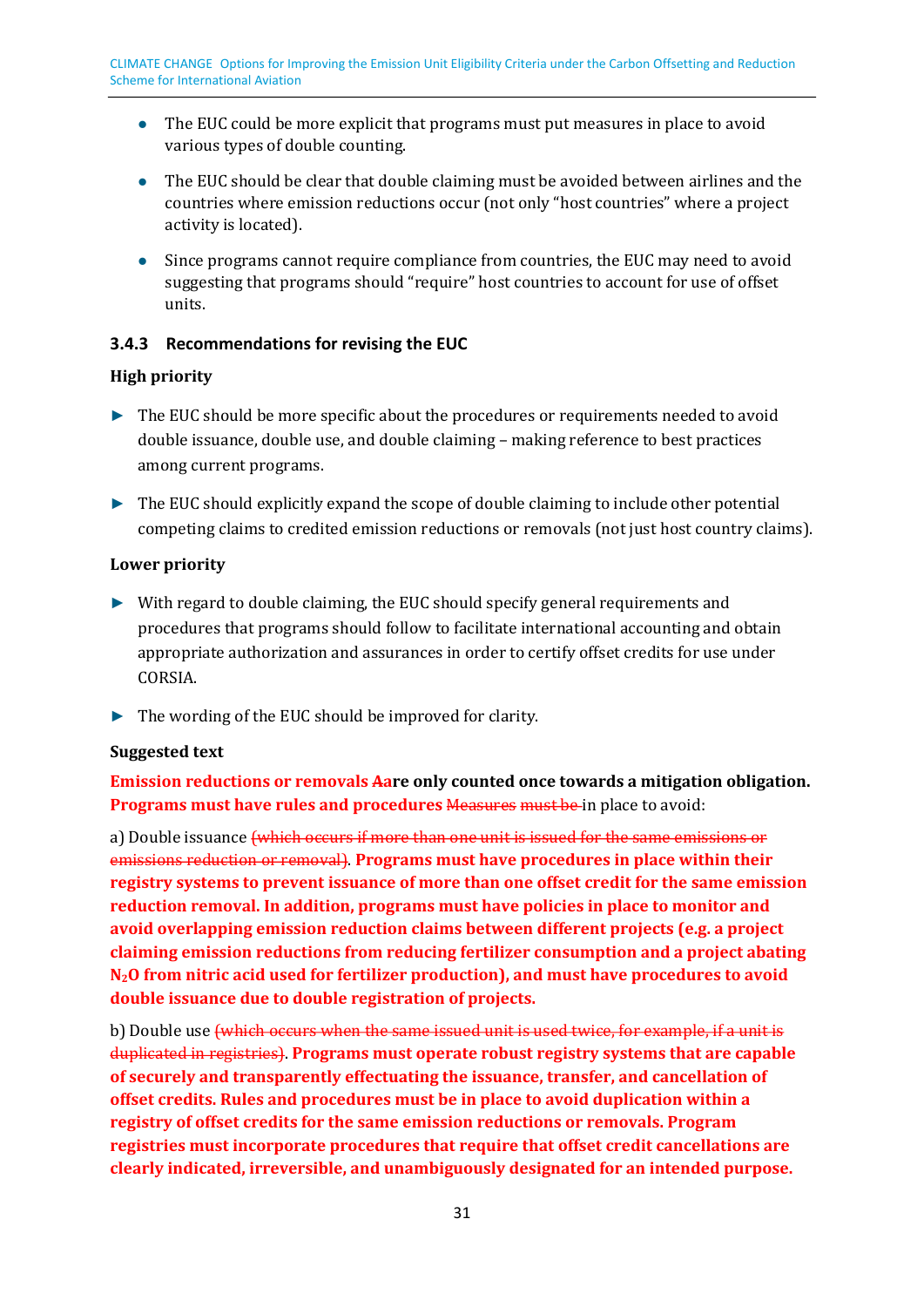- The EUC could be more explicit that programs must put measures in place to avoid various types of double counting.
- The EUC should be clear that double claiming must be avoided between airlines and the countries where emission reductions occur (not only "host countries" where a project activity is located).
- Since programs cannot require compliance from countries, the EUC may need to avoid suggesting that programs should "require" host countries to account for use of offset units.

### 3.4.3 Recommendations for revising the EUC

**High priority**

- The EUC should be more specific about the procedures or requirements needed to avoid double issuance, double use, and double claiming – making reference to best practices among current programs.
- The EUC should explicitly expand the scope of double claiming to include other potential competing claims to credited emission reductions or removals (not just host country claims).

**Lower priority**

- With regard to double claiming, the EUC should specify general requirements and procedures that programs should follow to facilitate international accounting and obtain appropriate authorization and assurances in order to certify offset credits for use under CORSIA.
- The wording of the EUC should be improved for clarity.

**Suggested text**

**Emission reductions or removals ~~A~~are only counted once towards a mitigation obligation. Programs must have rules and procedures** ~~Measures must be~~ in place to avoid:

a) Double issuance ~~(which occurs if more than one unit is issued for the same emissions or emissions reduction or removal)~~. **Programs must have procedures in place within their registry systems to prevent issuance of more than one offset credit for the same emission reduction removal. In addition, programs must have policies in place to monitor and avoid overlapping emission reduction claims between different projects (e.g. a project claiming emission reductions from reducing fertilizer consumption and a project abating $N_2O$ from nitric acid used for fertilizer production), and must have procedures to avoid double issuance due to double registration of projects.**

b) Double use ~~(which occurs when the same issued unit is used twice, for example, if a unit is duplicated in registries)~~. **Programs must operate robust registry systems that are capable of securely and transparently effectuating the issuance, transfer, and cancellation of offset credits. Rules and procedures must be in place to avoid duplication within a registry of offset credits for the same emission reductions or removals. Program registries must incorporate procedures that require that offset credit cancellations are clearly indicated, irreversible, and unambiguously designated for an intended purpose.**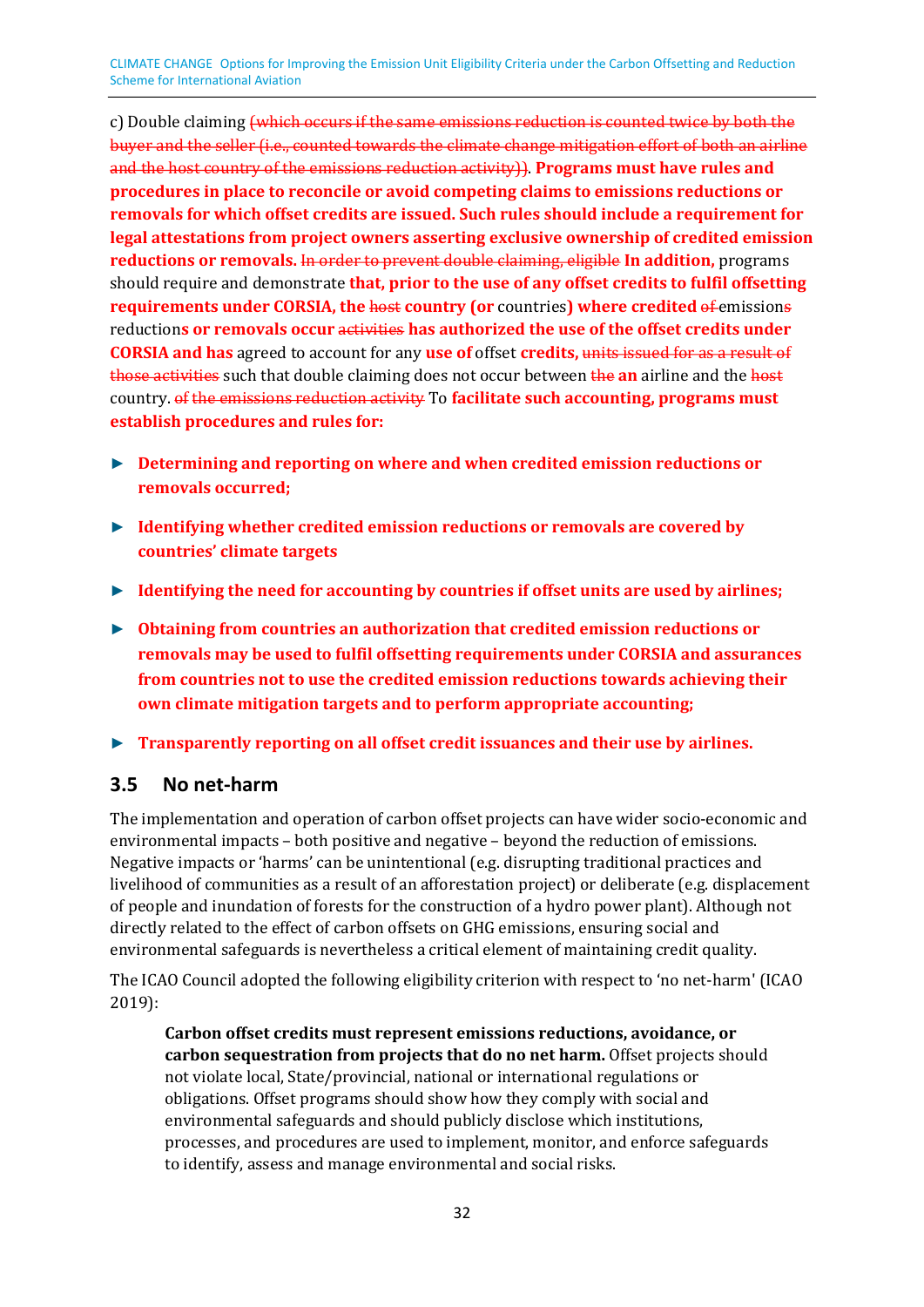c) Double claiming ~~(which occurs if the same emissions reduction is counted twice by both the buyer and the seller (i.e., counted towards the climate change mitigation effort of both an airline and the host country of the emissions reduction activity))~~. **Programs must have rules and procedures in place to reconcile or avoid competing claims to emissions reductions or removals for which offset credits are issued. Such rules should include a requirement for legal attestations from project owners asserting exclusive ownership of credited emission reductions or removals.** ~~In order to prevent double claiming, eligible~~ **In addition,** programs should require and demonstrate **that, prior to the use of any offset credits to fulfil offsetting requirements under CORSIA, the** ~~host~~ **country (or** countries**) where credited** ~~of~~ emission~~s~~ reduction**s or removals occur** ~~activities~~ **has authorized the use of the offset credits under CORSIA and has** agreed to account for any **use of** offset **credits,** ~~units issued for as a result of those activities~~ such that double claiming does not occur between ~~the~~ **an** airline and the ~~host~~ country. ~~of the emissions reduction activity~~ To **facilitate such accounting, programs must establish procedures and rules for:**

- **Determining and reporting on where and when credited emission reductions or removals occurred;**
- **Identifying whether credited emission reductions or removals are covered by countries' climate targets**
- **Identifying the need for accounting by countries if offset units are used by airlines;**
- **Obtaining from countries an authorization that credited emission reductions or removals may be used to fulfil offsetting requirements under CORSIA and assurances from countries not to use the credited emission reductions towards achieving their own climate mitigation targets and to perform appropriate accounting;**
- **Transparently reporting on all offset credit issuances and their use by airlines.**

## 3.5 No net-harm

The implementation and operation of carbon offset projects can have wider socio-economic and environmental impacts – both positive and negative – beyond the reduction of emissions. Negative impacts or 'harms' can be unintentional (e.g. disrupting traditional practices and livelihood of communities as a result of an afforestation project) or deliberate (e.g. displacement of people and inundation of forests for the construction of a hydro power plant). Although not directly related to the effect of carbon offsets on GHG emissions, ensuring social and environmental safeguards is nevertheless a critical element of maintaining credit quality.

The ICAO Council adopted the following eligibility criterion with respect to 'no net-harm' (ICAO 2019):

> **Carbon offset credits must represent emissions reductions, avoidance, or carbon sequestration from projects that do no net harm.** Offset projects should not violate local, State/provincial, national or international regulations or obligations. Offset programs should show how they comply with social and environmental safeguards and should publicly disclose which institutions, processes, and procedures are used to implement, monitor, and enforce safeguards to identify, assess and manage environmental and social risks.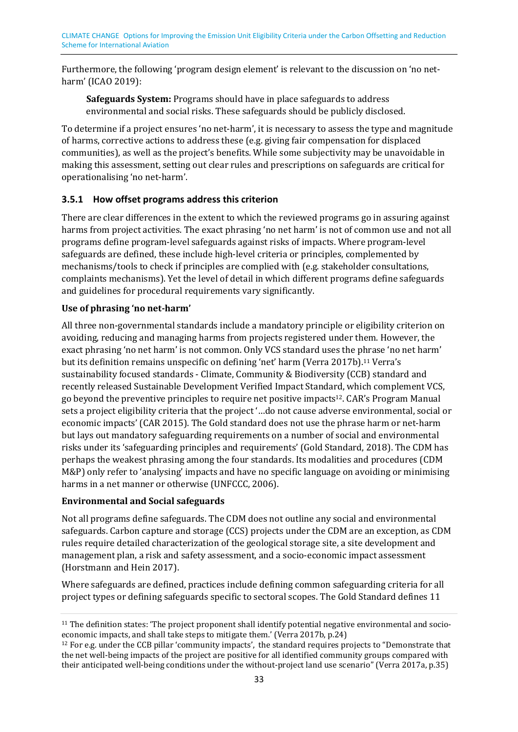Furthermore, the following 'program design element' is relevant to the discussion on 'no net-harm' (ICAO 2019):

> **Safeguards System:** Programs should have in place safeguards to address environmental and social risks. These safeguards should be publicly disclosed.

To determine if a project ensures 'no net-harm', it is necessary to assess the type and magnitude of harms, corrective actions to address these (e.g. giving fair compensation for displaced communities), as well as the project's benefits. While some subjectivity may be unavoidable in making this assessment, setting out clear rules and prescriptions on safeguards are critical for operationalising 'no net-harm'.

### 3.5.1 How offset programs address this criterion

There are clear differences in the extent to which the reviewed programs go in assuring against harms from project activities. The exact phrasing 'no net harm' is not of common use and not all programs define program-level safeguards against risks of impacts. Where program-level safeguards are defined, these include high-level criteria or principles, complemented by mechanisms/tools to check if principles are complied with (e.g. stakeholder consultations, complaints mechanisms). Yet the level of detail in which different programs define safeguards and guidelines for procedural requirements vary significantly.

**Use of phrasing 'no net-harm'**

All three non-governmental standards include a mandatory principle or eligibility criterion on avoiding, reducing and managing harms from projects registered under them. However, the exact phrasing 'no net harm' is not common. Only VCS standard uses the phrase 'no net harm' but its definition remains unspecific on defining 'net' harm (Verra 2017b).[11] Verra's sustainability focused standards - Climate, Community & Biodiversity (CCB) standard and recently released Sustainable Development Verified Impact Standard, which complement VCS, go beyond the preventive principles to require net positive impacts[12]. CAR's Program Manual sets a project eligibility criteria that the project '…do not cause adverse environmental, social or economic impacts' (CAR 2015). The Gold standard does not use the phrase harm or net-harm but lays out mandatory safeguarding requirements on a number of social and environmental risks under its 'safeguarding principles and requirements' (Gold Standard, 2018). The CDM has perhaps the weakest phrasing among the four standards. Its modalities and procedures (CDM M&P) only refer to 'analysing' impacts and have no specific language on avoiding or minimising harms in a net manner or otherwise (UNFCCC, 2006).

**Environmental and Social safeguards**

Not all programs define safeguards. The CDM does not outline any social and environmental safeguards. Carbon capture and storage (CCS) projects under the CDM are an exception, as CDM rules require detailed characterization of the geological storage site, a site development and management plan, a risk and safety assessment, and a socio-economic impact assessment (Horstmann and Hein 2017).

Where safeguards are defined, practices include defining common safeguarding criteria for all project types or defining safeguards specific to sectoral scopes. The Gold Standard defines 11

---

[11] The definition states: 'The project proponent shall identify potential negative environmental and socio-economic impacts, and shall take steps to mitigate them.' (Verra 2017b, p.24)

[12] For e.g. under the CCB pillar 'community impacts', the standard requires projects to "Demonstrate that the net well-being impacts of the project are positive for all identified community groups compared with their anticipated well-being conditions under the without-project land use scenario" (Verra 2017a, p.35)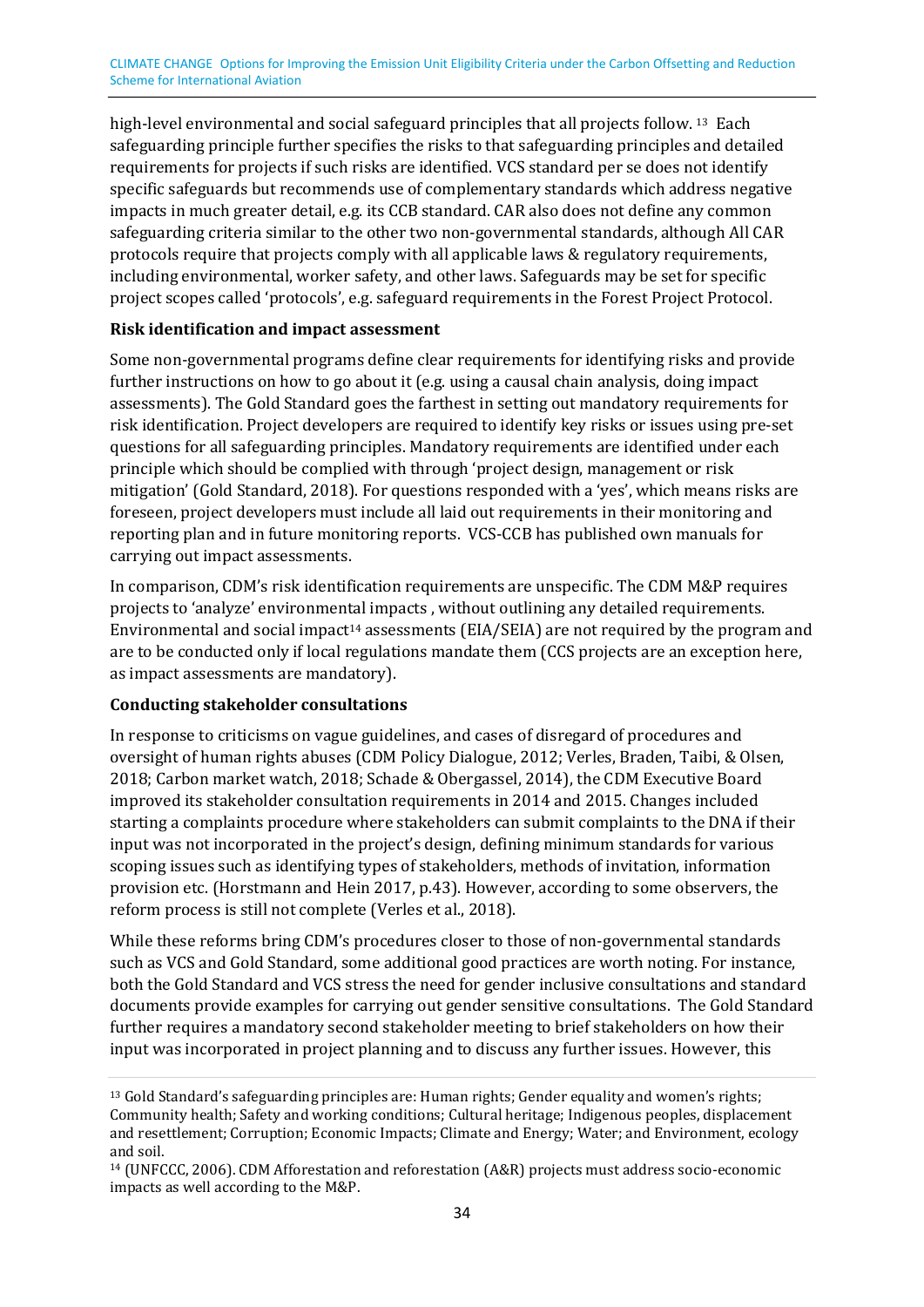high-level environmental and social safeguard principles that all projects follow. [13] Each safeguarding principle further specifies the risks to that safeguarding principles and detailed requirements for projects if such risks are identified. VCS standard per se does not identify specific safeguards but recommends use of complementary standards which address negative impacts in much greater detail, e.g. its CCB standard. CAR also does not define any common safeguarding criteria similar to the other two non-governmental standards, although All CAR protocols require that projects comply with all applicable laws & regulatory requirements, including environmental, worker safety, and other laws. Safeguards may be set for specific project scopes called 'protocols', e.g. safeguard requirements in the Forest Project Protocol.

**Risk identification and impact assessment**

Some non-governmental programs define clear requirements for identifying risks and provide further instructions on how to go about it (e.g. using a causal chain analysis, doing impact assessments). The Gold Standard goes the farthest in setting out mandatory requirements for risk identification. Project developers are required to identify key risks or issues using pre-set questions for all safeguarding principles. Mandatory requirements are identified under each principle which should be complied with through 'project design, management or risk mitigation' (Gold Standard, 2018). For questions responded with a 'yes', which means risks are foreseen, project developers must include all laid out requirements in their monitoring and reporting plan and in future monitoring reports. VCS-CCB has published own manuals for carrying out impact assessments.

In comparison, CDM's risk identification requirements are unspecific. The CDM M&P requires projects to 'analyze' environmental impacts , without outlining any detailed requirements. Environmental and social impact[14] assessments (EIA/SEIA) are not required by the program and are to be conducted only if local regulations mandate them (CCS projects are an exception here, as impact assessments are mandatory).

**Conducting stakeholder consultations**

In response to criticisms on vague guidelines, and cases of disregard of procedures and oversight of human rights abuses (CDM Policy Dialogue, 2012; Verles, Braden, Taibi, & Olsen, 2018; Carbon market watch, 2018; Schade & Obergassel, 2014), the CDM Executive Board improved its stakeholder consultation requirements in 2014 and 2015. Changes included starting a complaints procedure where stakeholders can submit complaints to the DNA if their input was not incorporated in the project's design, defining minimum standards for various scoping issues such as identifying types of stakeholders, methods of invitation, information provision etc. (Horstmann and Hein 2017, p.43). However, according to some observers, the reform process is still not complete (Verles et al., 2018).

While these reforms bring CDM's procedures closer to those of non-governmental standards such as VCS and Gold Standard, some additional good practices are worth noting. For instance, both the Gold Standard and VCS stress the need for gender inclusive consultations and standard documents provide examples for carrying out gender sensitive consultations. The Gold Standard further requires a mandatory second stakeholder meeting to brief stakeholders on how their input was incorporated in project planning and to discuss any further issues. However, this

---

[13] Gold Standard's safeguarding principles are: Human rights; Gender equality and women's rights; Community health; Safety and working conditions; Cultural heritage; Indigenous peoples, displacement and resettlement; Corruption; Economic Impacts; Climate and Energy; Water; and Environment, ecology and soil.

[14] (UNFCCC, 2006). CDM Afforestation and reforestation (A&R) projects must address socio-economic impacts as well according to the M&P.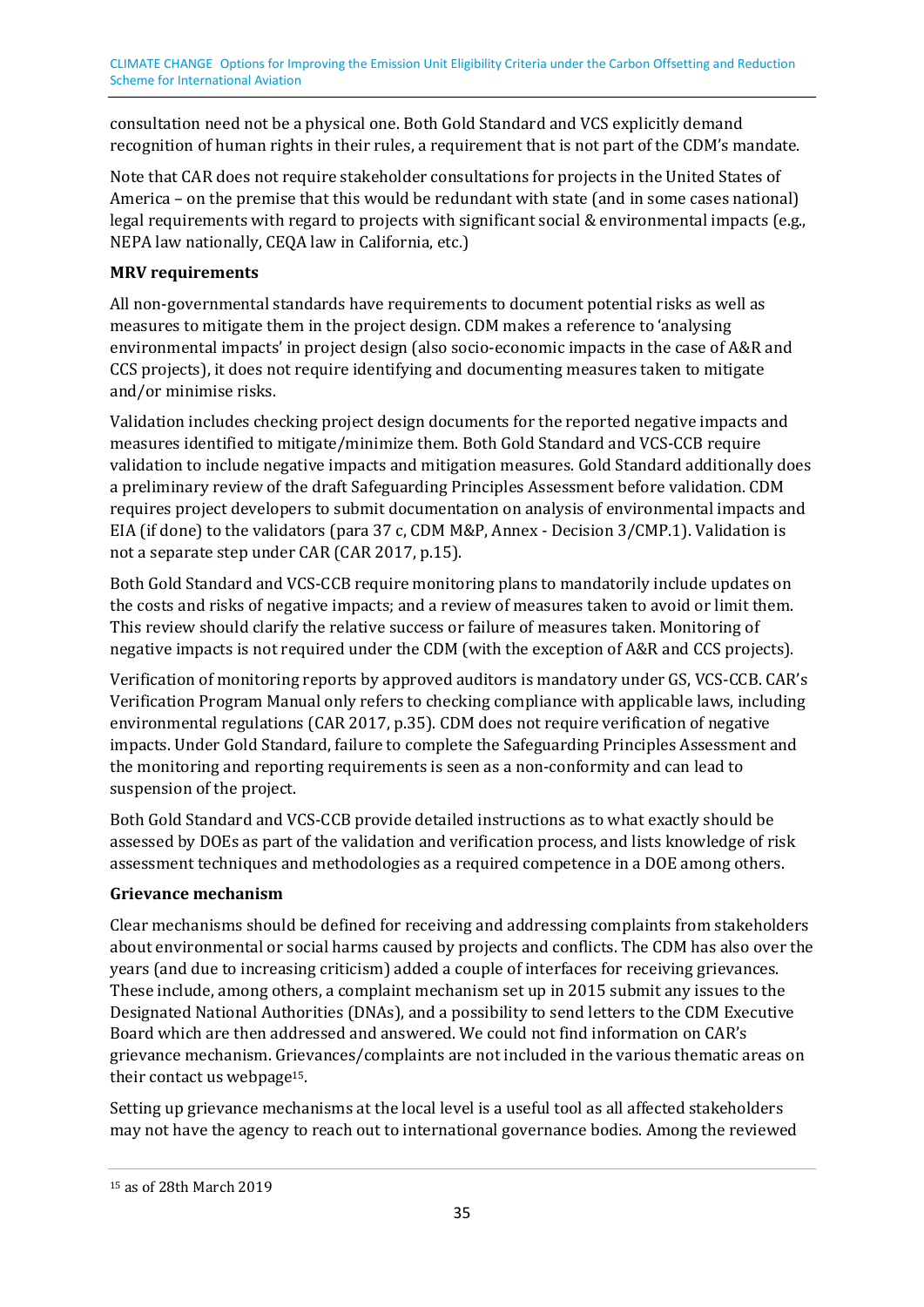consultation need not be a physical one. Both Gold Standard and VCS explicitly demand recognition of human rights in their rules, a requirement that is not part of the CDM's mandate.

Note that CAR does not require stakeholder consultations for projects in the United States of America – on the premise that this would be redundant with state (and in some cases national) legal requirements with regard to projects with significant social & environmental impacts (e.g., NEPA law nationally, CEQA law in California, etc.)

**MRV requirements**

All non-governmental standards have requirements to document potential risks as well as measures to mitigate them in the project design. CDM makes a reference to 'analysing environmental impacts' in project design (also socio-economic impacts in the case of A&R and CCS projects), it does not require identifying and documenting measures taken to mitigate and/or minimise risks.

Validation includes checking project design documents for the reported negative impacts and measures identified to mitigate/minimize them. Both Gold Standard and VCS-CCB require validation to include negative impacts and mitigation measures. Gold Standard additionally does a preliminary review of the draft Safeguarding Principles Assessment before validation. CDM requires project developers to submit documentation on analysis of environmental impacts and EIA (if done) to the validators (para 37 c, CDM M&P, Annex - Decision 3/CMP.1). Validation is not a separate step under CAR (CAR 2017, p.15).

Both Gold Standard and VCS-CCB require monitoring plans to mandatorily include updates on the costs and risks of negative impacts; and a review of measures taken to avoid or limit them. This review should clarify the relative success or failure of measures taken. Monitoring of negative impacts is not required under the CDM (with the exception of A&R and CCS projects).

Verification of monitoring reports by approved auditors is mandatory under GS, VCS-CCB. CAR's Verification Program Manual only refers to checking compliance with applicable laws, including environmental regulations (CAR 2017, p.35). CDM does not require verification of negative impacts. Under Gold Standard, failure to complete the Safeguarding Principles Assessment and the monitoring and reporting requirements is seen as a non-conformity and can lead to suspension of the project.

Both Gold Standard and VCS-CCB provide detailed instructions as to what exactly should be assessed by DOEs as part of the validation and verification process, and lists knowledge of risk assessment techniques and methodologies as a required competence in a DOE among others.

**Grievance mechanism**

Clear mechanisms should be defined for receiving and addressing complaints from stakeholders about environmental or social harms caused by projects and conflicts. The CDM has also over the years (and due to increasing criticism) added a couple of interfaces for receiving grievances. These include, among others, a complaint mechanism set up in 2015 submit any issues to the Designated National Authorities (DNAs), and a possibility to send letters to the CDM Executive Board which are then addressed and answered. We could not find information on CAR's grievance mechanism. Grievances/complaints are not included in the various thematic areas on their contact us webpage[15].

Setting up grievance mechanisms at the local level is a useful tool as all affected stakeholders may not have the agency to reach out to international governance bodies. Among the reviewed

[15] as of 28th March 2019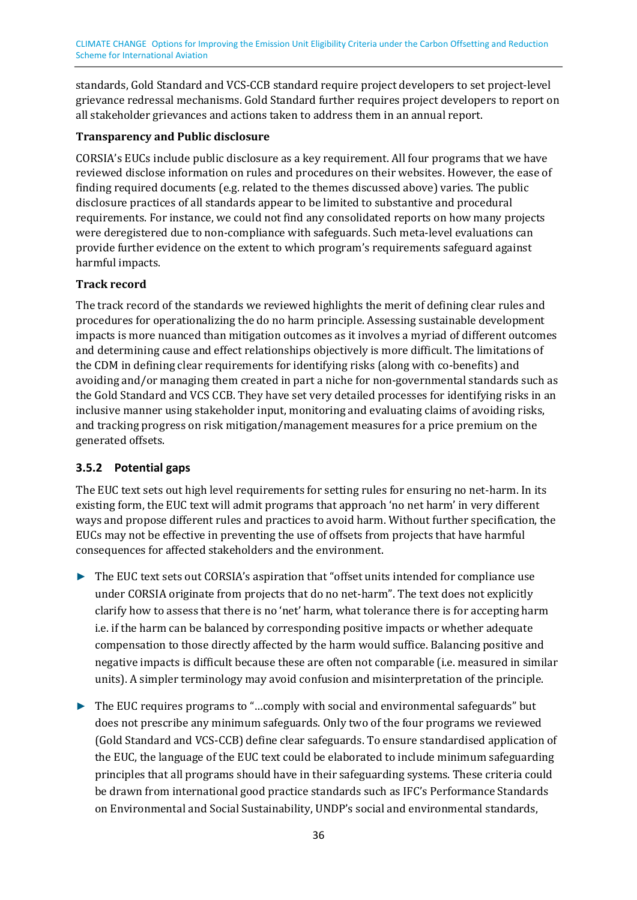standards, Gold Standard and VCS-CCB standard require project developers to set project-level grievance redressal mechanisms. Gold Standard further requires project developers to report on all stakeholder grievances and actions taken to address them in an annual report.

**Transparency and Public disclosure**

CORSIA's EUCs include public disclosure as a key requirement. All four programs that we have reviewed disclose information on rules and procedures on their websites. However, the ease of finding required documents (e.g. related to the themes discussed above) varies. The public disclosure practices of all standards appear to be limited to substantive and procedural requirements. For instance, we could not find any consolidated reports on how many projects were deregistered due to non-compliance with safeguards. Such meta-level evaluations can provide further evidence on the extent to which program's requirements safeguard against harmful impacts.

**Track record**

The track record of the standards we reviewed highlights the merit of defining clear rules and procedures for operationalizing the do no harm principle. Assessing sustainable development impacts is more nuanced than mitigation outcomes as it involves a myriad of different outcomes and determining cause and effect relationships objectively is more difficult. The limitations of the CDM in defining clear requirements for identifying risks (along with co-benefits) and avoiding and/or managing them created in part a niche for non-governmental standards such as the Gold Standard and VCS CCB. They have set very detailed processes for identifying risks in an inclusive manner using stakeholder input, monitoring and evaluating claims of avoiding risks, and tracking progress on risk mitigation/management measures for a price premium on the generated offsets.

### 3.5.2 Potential gaps

The EUC text sets out high level requirements for setting rules for ensuring no net-harm. In its existing form, the EUC text will admit programs that approach 'no net harm' in very different ways and propose different rules and practices to avoid harm. Without further specification, the EUCs may not be effective in preventing the use of offsets from projects that have harmful consequences for affected stakeholders and the environment.

- The EUC text sets out CORSIA's aspiration that "offset units intended for compliance use under CORSIA originate from projects that do no net-harm". The text does not explicitly clarify how to assess that there is no 'net' harm, what tolerance there is for accepting harm i.e. if the harm can be balanced by corresponding positive impacts or whether adequate compensation to those directly affected by the harm would suffice. Balancing positive and negative impacts is difficult because these are often not comparable (i.e. measured in similar units). A simpler terminology may avoid confusion and misinterpretation of the principle.
- The EUC requires programs to "…comply with social and environmental safeguards" but does not prescribe any minimum safeguards. Only two of the four programs we reviewed (Gold Standard and VCS-CCB) define clear safeguards. To ensure standardised application of the EUC, the language of the EUC text could be elaborated to include minimum safeguarding principles that all programs should have in their safeguarding systems. These criteria could be drawn from international good practice standards such as IFC's Performance Standards on Environmental and Social Sustainability, UNDP's social and environmental standards,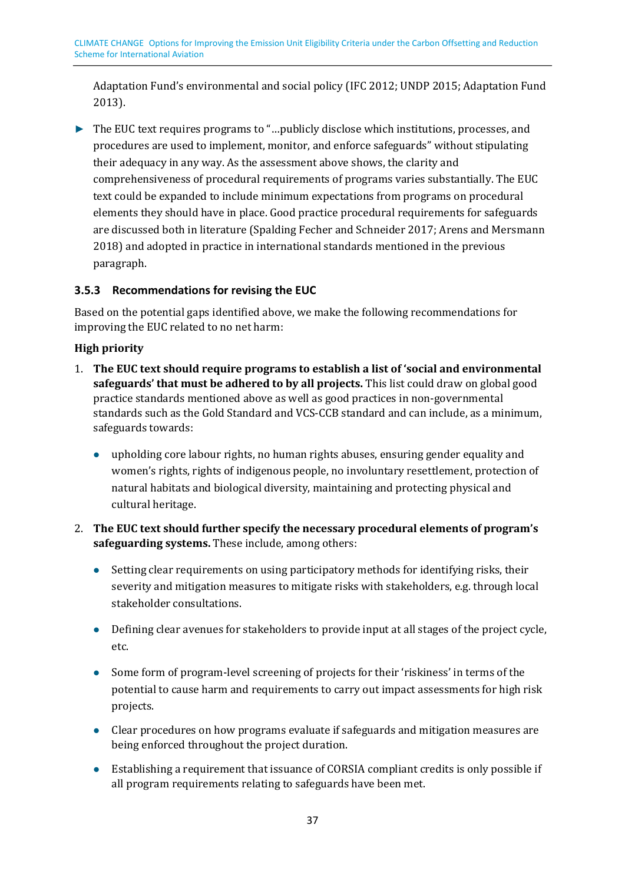Adaptation Fund's environmental and social policy (IFC 2012; UNDP 2015; Adaptation Fund 2013).

► The EUC text requires programs to "…publicly disclose which institutions, processes, and procedures are used to implement, monitor, and enforce safeguards" without stipulating their adequacy in any way. As the assessment above shows, the clarity and comprehensiveness of procedural requirements of programs varies substantially. The EUC text could be expanded to include minimum expectations from programs on procedural elements they should have in place. Good practice procedural requirements for safeguards are discussed both in literature (Spalding Fecher and Schneider 2017; Arens and Mersmann 2018) and adopted in practice in international standards mentioned in the previous paragraph.

### 3.5.3 Recommendations for revising the EUC

Based on the potential gaps identified above, we make the following recommendations for improving the EUC related to no net harm:

**High priority**

1. **The EUC text should require programs to establish a list of 'social and environmental safeguards' that must be adhered to by all projects.** This list could draw on global good practice standards mentioned above as well as good practices in non-governmental standards such as the Gold Standard and VCS-CCB standard and can include, as a minimum, safeguards towards:

   - upholding core labour rights, no human rights abuses, ensuring gender equality and women's rights, rights of indigenous people, no involuntary resettlement, protection of natural habitats and biological diversity, maintaining and protecting physical and cultural heritage.

2. **The EUC text should further specify the necessary procedural elements of program's safeguarding systems.** These include, among others:

   - Setting clear requirements on using participatory methods for identifying risks, their severity and mitigation measures to mitigate risks with stakeholders, e.g. through local stakeholder consultations.
   - Defining clear avenues for stakeholders to provide input at all stages of the project cycle, etc.
   - Some form of program-level screening of projects for their 'riskiness' in terms of the potential to cause harm and requirements to carry out impact assessments for high risk projects.
   - Clear procedures on how programs evaluate if safeguards and mitigation measures are being enforced throughout the project duration.
   - Establishing a requirement that issuance of CORSIA compliant credits is only possible if all program requirements relating to safeguards have been met.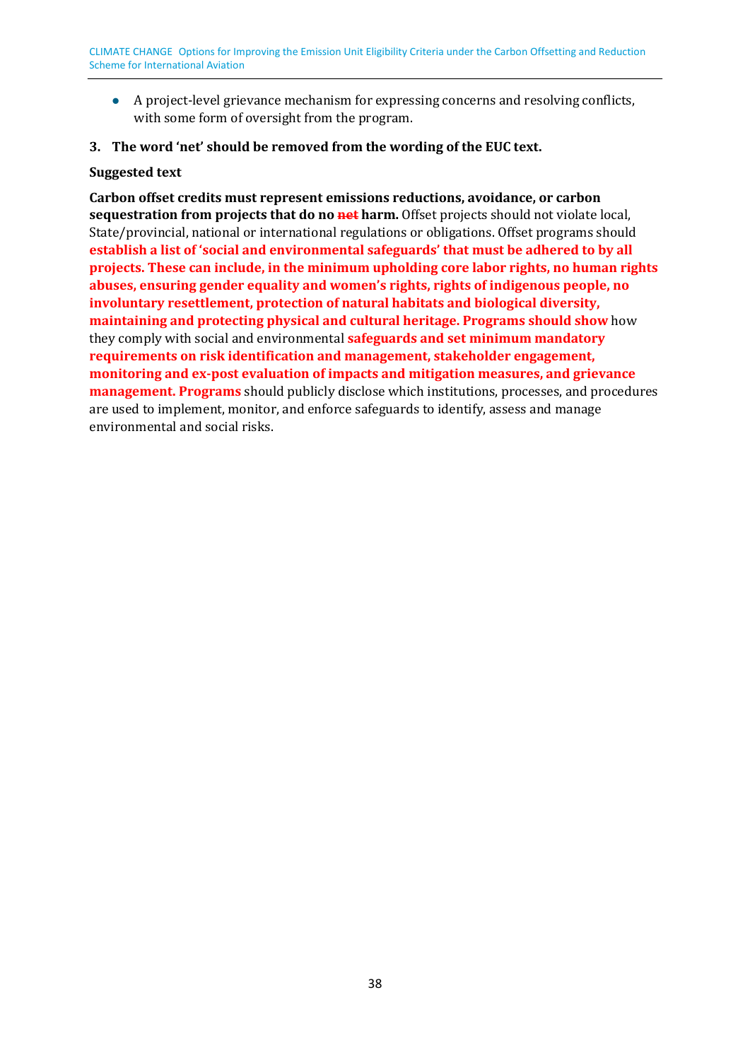- A project-level grievance mechanism for expressing concerns and resolving conflicts, with some form of oversight from the program.

**3. The word 'net' should be removed from the wording of the EUC text.**

**Suggested text**

**Carbon offset credits must represent emissions reductions, avoidance, or carbon sequestration from projects that do no ~~net~~ harm.** Offset projects should not violate local, State/provincial, national or international regulations or obligations. Offset programs should **establish a list of 'social and environmental safeguards' that must be adhered to by all projects. These can include, in the minimum upholding core labor rights, no human rights abuses, ensuring gender equality and women's rights, rights of indigenous people, no involuntary resettlement, protection of natural habitats and biological diversity, maintaining and protecting physical and cultural heritage. Programs should show** how they comply with social and environmental **safeguards and set minimum mandatory requirements on risk identification and management, stakeholder engagement, monitoring and ex-post evaluation of impacts and mitigation measures, and grievance management. Programs** should publicly disclose which institutions, processes, and procedures are used to implement, monitor, and enforce safeguards to identify, assess and manage environmental and social risks.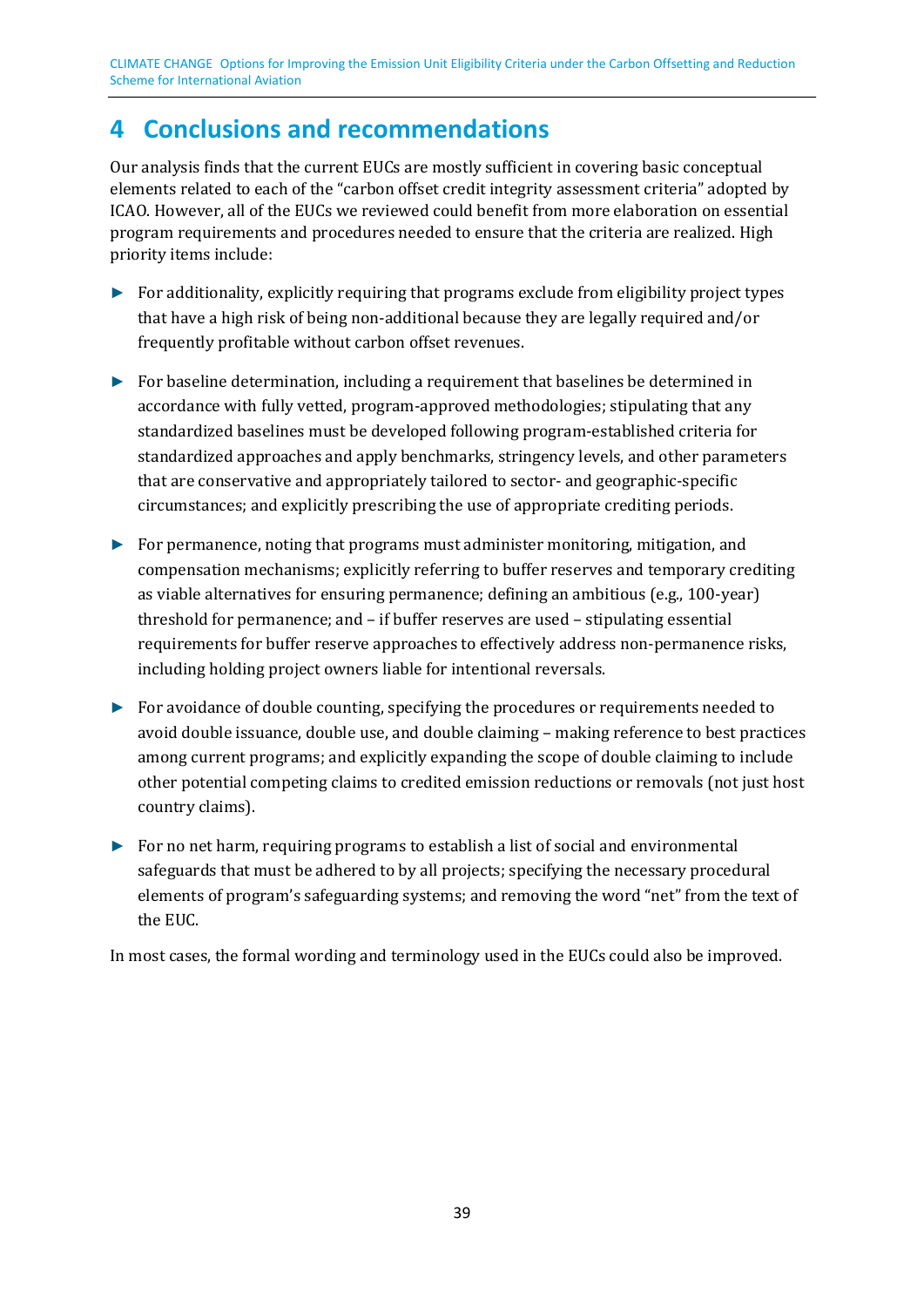# 4 Conclusions and recommendations

Our analysis finds that the current EUCs are mostly sufficient in covering basic conceptual elements related to each of the "carbon offset credit integrity assessment criteria" adopted by ICAO. However, all of the EUCs we reviewed could benefit from more elaboration on essential program requirements and procedures needed to ensure that the criteria are realized. High priority items include:

- For additionality, explicitly requiring that programs exclude from eligibility project types that have a high risk of being non-additional because they are legally required and/or frequently profitable without carbon offset revenues.
- For baseline determination, including a requirement that baselines be determined in accordance with fully vetted, program-approved methodologies; stipulating that any standardized baselines must be developed following program-established criteria for standardized approaches and apply benchmarks, stringency levels, and other parameters that are conservative and appropriately tailored to sector- and geographic-specific circumstances; and explicitly prescribing the use of appropriate crediting periods.
- For permanence, noting that programs must administer monitoring, mitigation, and compensation mechanisms; explicitly referring to buffer reserves and temporary crediting as viable alternatives for ensuring permanence; defining an ambitious (e.g., 100-year) threshold for permanence; and – if buffer reserves are used – stipulating essential requirements for buffer reserve approaches to effectively address non-permanence risks, including holding project owners liable for intentional reversals.
- For avoidance of double counting, specifying the procedures or requirements needed to avoid double issuance, double use, and double claiming – making reference to best practices among current programs; and explicitly expanding the scope of double claiming to include other potential competing claims to credited emission reductions or removals (not just host country claims).
- For no net harm, requiring programs to establish a list of social and environmental safeguards that must be adhered to by all projects; specifying the necessary procedural elements of program's safeguarding systems; and removing the word "net" from the text of the EUC.

In most cases, the formal wording and terminology used in the EUCs could also be improved.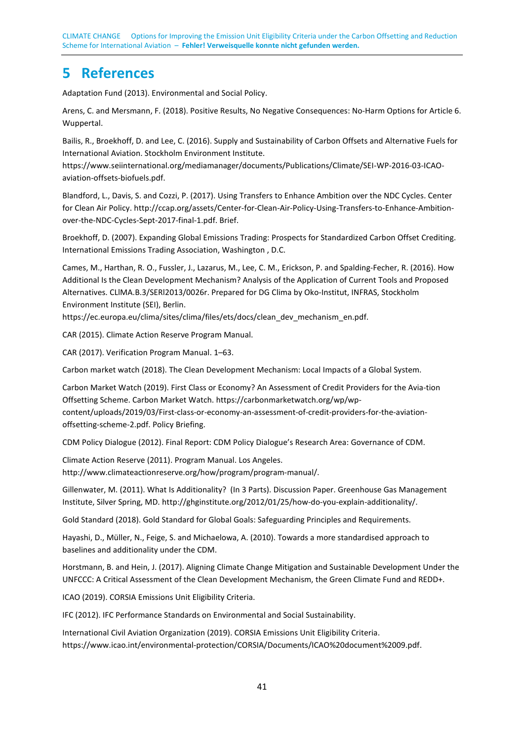# 5 References

Adaptation Fund (2013). Environmental and Social Policy.

Arens, C. and Mersmann, F. (2018). Positive Results, No Negative Consequences: No-Harm Options for Article 6. Wuppertal.

Bailis, R., Broekhoff, D. and Lee, C. (2016). Supply and Sustainability of Carbon Offsets and Alternative Fuels for International Aviation. Stockholm Environment Institute. https://www.seiinternational.org/mediamanager/documents/Publications/Climate/SEI-WP-2016-03-ICAO-aviation-offsets-biofuels.pdf.

Blandford, L., Davis, S. and Cozzi, P. (2017). Using Transfers to Enhance Ambition over the NDC Cycles. Center for Clean Air Policy. http://ccap.org/assets/Center-for-Clean-Air-Policy-Using-Transfers-to-Enhance-Ambition-over-the-NDC-Cycles-Sept-2017-final-1.pdf. Brief.

Broekhoff, D. (2007). Expanding Global Emissions Trading: Prospects for Standardized Carbon Offset Crediting. International Emissions Trading Association, Washington , D.C.

Cames, M., Harthan, R. O., Fussler, J., Lazarus, M., Lee, C. M., Erickson, P. and Spalding-Fecher, R. (2016). How Additional Is the Clean Development Mechanism? Analysis of the Application of Current Tools and Proposed Alternatives. CLIMA.B.3/SERI2013/0026r. Prepared for DG Clima by Oko-Institut, INFRAS, Stockholm Environment Institute (SEI), Berlin. https://ec.europa.eu/clima/sites/clima/files/ets/docs/clean_dev_mechanism_en.pdf.

CAR (2015). Climate Action Reserve Program Manual.

CAR (2017). Verification Program Manual. 1–63.

Carbon market watch (2018). The Clean Development Mechanism: Local Impacts of a Global System.

Carbon Market Watch (2019). First Class or Economy? An Assessment of Credit Providers for the Avia-tion Offsetting Scheme. Carbon Market Watch. https://carbonmarketwatch.org/wp/wp-content/uploads/2019/03/First-class-or-economy-an-assessment-of-credit-providers-for-the-aviation-offsetting-scheme-2.pdf. Policy Briefing.

CDM Policy Dialogue (2012). Final Report: CDM Policy Dialogue's Research Area: Governance of CDM.

Climate Action Reserve (2011). Program Manual. Los Angeles. http://www.climateactionreserve.org/how/program/program-manual/.

Gillenwater, M. (2011). What Is Additionality? (In 3 Parts). Discussion Paper. Greenhouse Gas Management Institute, Silver Spring, MD. http://ghginstitute.org/2012/01/25/how-do-you-explain-additionality/.

Gold Standard (2018). Gold Standard for Global Goals: Safeguarding Principles and Requirements.

Hayashi, D., Müller, N., Feige, S. and Michaelowa, A. (2010). Towards a more standardised approach to baselines and additionality under the CDM.

Horstmann, B. and Hein, J. (2017). Aligning Climate Change Mitigation and Sustainable Development Under the UNFCCC: A Critical Assessment of the Clean Development Mechanism, the Green Climate Fund and REDD+.

ICAO (2019). CORSIA Emissions Unit Eligibility Criteria.

IFC (2012). IFC Performance Standards on Environmental and Social Sustainability.

International Civil Aviation Organization (2019). CORSIA Emissions Unit Eligibility Criteria. https://www.icao.int/environmental-protection/CORSIA/Documents/ICAO%20document%2009.pdf.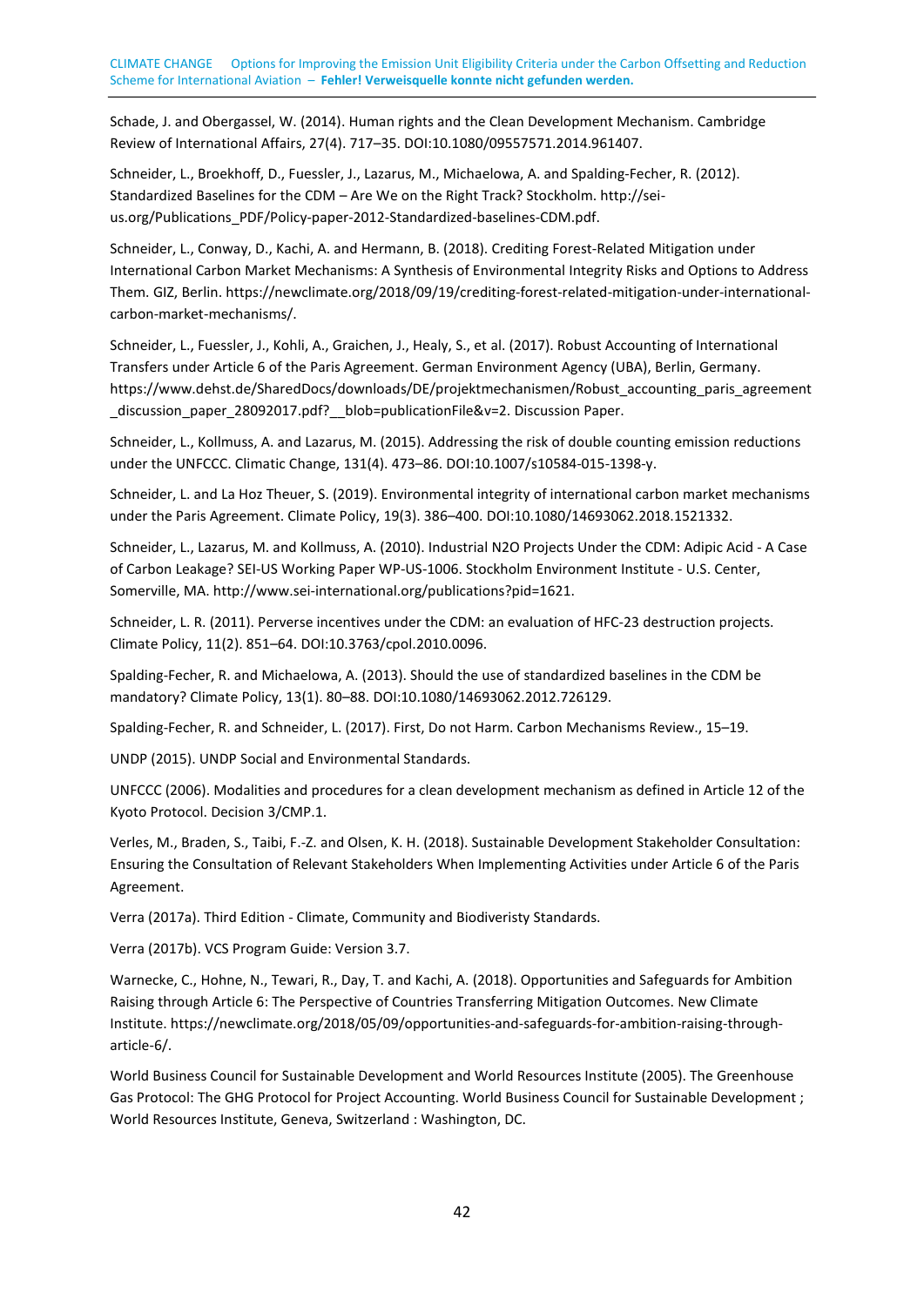Schade, J. and Obergassel, W. (2014). Human rights and the Clean Development Mechanism. Cambridge Review of International Affairs, 27(4). 717–35. DOI:10.1080/09557571.2014.961407.

Schneider, L., Broekhoff, D., Fuessler, J., Lazarus, M., Michaelowa, A. and Spalding-Fecher, R. (2012). Standardized Baselines for the CDM – Are We on the Right Track? Stockholm. http://sei-us.org/Publications_PDF/Policy-paper-2012-Standardized-baselines-CDM.pdf.

Schneider, L., Conway, D., Kachi, A. and Hermann, B. (2018). Crediting Forest-Related Mitigation under International Carbon Market Mechanisms: A Synthesis of Environmental Integrity Risks and Options to Address Them. GIZ, Berlin. https://newclimate.org/2018/09/19/crediting-forest-related-mitigation-under-international-carbon-market-mechanisms/.

Schneider, L., Fuessler, J., Kohli, A., Graichen, J., Healy, S., et al. (2017). Robust Accounting of International Transfers under Article 6 of the Paris Agreement. German Environment Agency (UBA), Berlin, Germany. https://www.dehst.de/SharedDocs/downloads/DE/projektmechanismen/Robust_accounting_paris_agreement_discussion_paper_28092017.pdf?__blob=publicationFile&v=2. Discussion Paper.

Schneider, L., Kollmuss, A. and Lazarus, M. (2015). Addressing the risk of double counting emission reductions under the UNFCCC. Climatic Change, 131(4). 473–86. DOI:10.1007/s10584-015-1398-y.

Schneider, L. and La Hoz Theuer, S. (2019). Environmental integrity of international carbon market mechanisms under the Paris Agreement. Climate Policy, 19(3). 386–400. DOI:10.1080/14693062.2018.1521332.

Schneider, L., Lazarus, M. and Kollmuss, A. (2010). Industrial N2O Projects Under the CDM: Adipic Acid - A Case of Carbon Leakage? SEI-US Working Paper WP-US-1006. Stockholm Environment Institute - U.S. Center, Somerville, MA. http://www.sei-international.org/publications?pid=1621.

Schneider, L. R. (2011). Perverse incentives under the CDM: an evaluation of HFC-23 destruction projects. Climate Policy, 11(2). 851–64. DOI:10.3763/cpol.2010.0096.

Spalding-Fecher, R. and Michaelowa, A. (2013). Should the use of standardized baselines in the CDM be mandatory? Climate Policy, 13(1). 80–88. DOI:10.1080/14693062.2012.726129.

Spalding-Fecher, R. and Schneider, L. (2017). First, Do not Harm. Carbon Mechanisms Review., 15–19.

UNDP (2015). UNDP Social and Environmental Standards.

UNFCCC (2006). Modalities and procedures for a clean development mechanism as defined in Article 12 of the Kyoto Protocol. Decision 3/CMP.1.

Verles, M., Braden, S., Taibi, F.-Z. and Olsen, K. H. (2018). Sustainable Development Stakeholder Consultation: Ensuring the Consultation of Relevant Stakeholders When Implementing Activities under Article 6 of the Paris Agreement.

Verra (2017a). Third Edition - Climate, Community and Biodiveristy Standards.

Verra (2017b). VCS Program Guide: Version 3.7.

Warnecke, C., Hohne, N., Tewari, R., Day, T. and Kachi, A. (2018). Opportunities and Safeguards for Ambition Raising through Article 6: The Perspective of Countries Transferring Mitigation Outcomes. New Climate Institute. https://newclimate.org/2018/05/09/opportunities-and-safeguards-for-ambition-raising-through-article-6/.

World Business Council for Sustainable Development and World Resources Institute (2005). The Greenhouse Gas Protocol: The GHG Protocol for Project Accounting. World Business Council for Sustainable Development ; World Resources Institute, Geneva, Switzerland : Washington, DC.